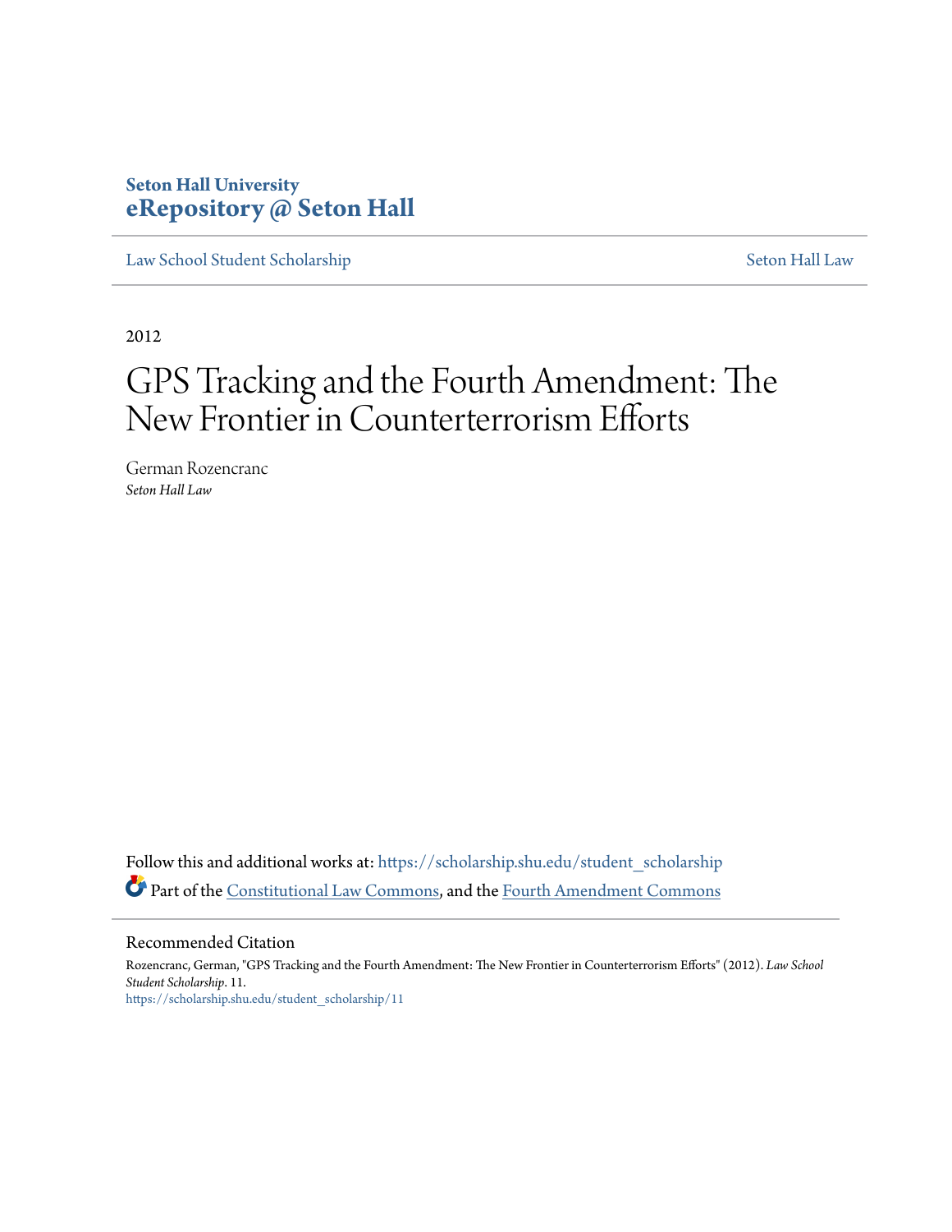**Seton Hall University**
**eRepository @ Seton Hall**

Law School Student Scholarship | Seton Hall Law

2012

# GPS Tracking and the Fourth Amendment: The New Frontier in Counterterrorism Efforts

German Rozencranc
*Seton Hall Law*

Follow this and additional works at: https://scholarship.shu.edu/student_scholarship

Part of the Constitutional Law Commons, and the Fourth Amendment Commons

## Recommended Citation

Rozencranc, German, "GPS Tracking and the Fourth Amendment: The New Frontier in Counterterrorism Efforts" (2012). *Law School Student Scholarship*. 11.
https://scholarship.shu.edu/student_scholarship/11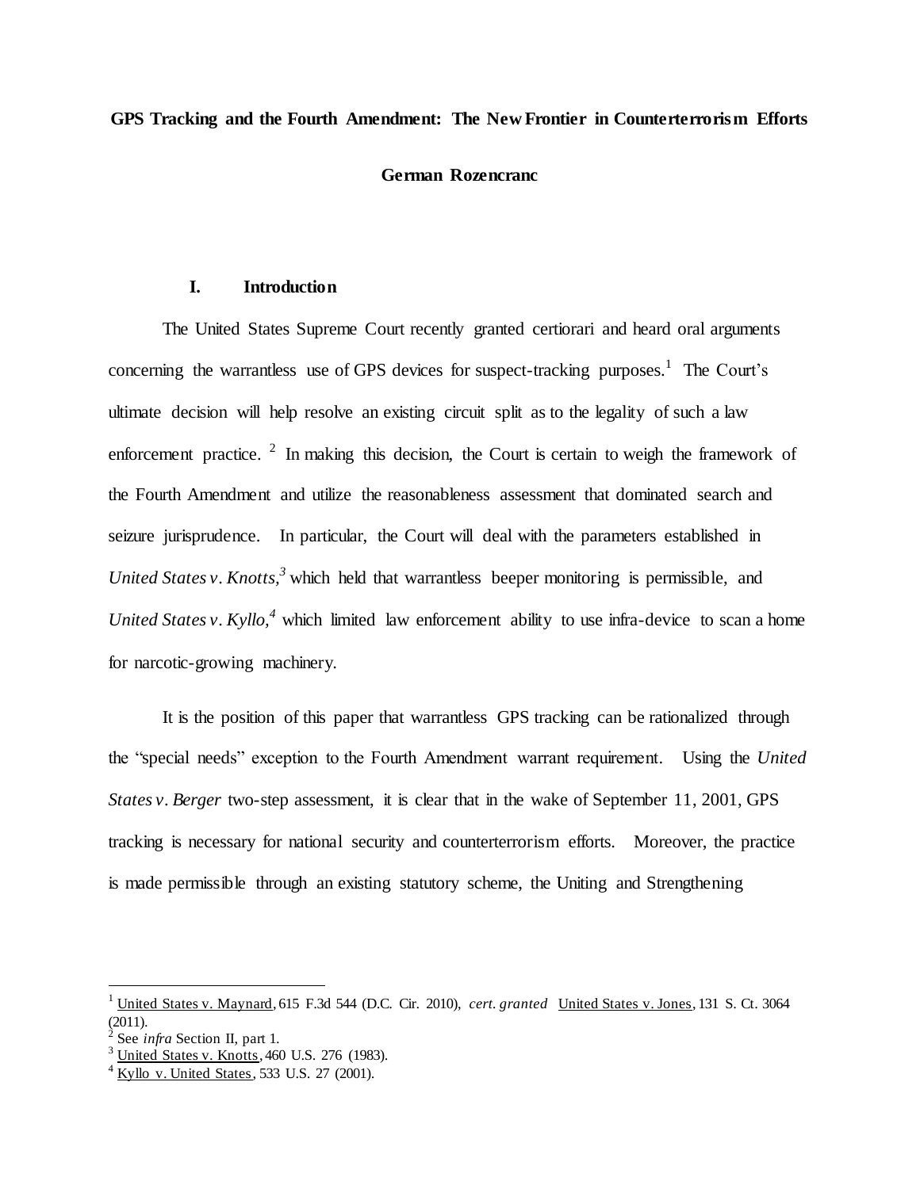**GPS Tracking and the Fourth Amendment: The New Frontier in Counterterrorism Efforts**

**German Rozencranc**

## I. Introduction

The United States Supreme Court recently granted certiorari and heard oral arguments concerning the warrantless use of GPS devices for suspect-tracking purposes.[1] The Court's ultimate decision will help resolve an existing circuit split as to the legality of such a law enforcement practice.[2] In making this decision, the Court is certain to weigh the framework of the Fourth Amendment and utilize the reasonableness assessment that dominated search and seizure jurisprudence. In particular, the Court will deal with the parameters established in *United States v. Knotts,*[3] which held that warrantless beeper monitoring is permissible, and *United States v. Kyllo,*[4] which limited law enforcement ability to use infra-device to scan a home for narcotic-growing machinery.

It is the position of this paper that warrantless GPS tracking can be rationalized through the "special needs" exception to the Fourth Amendment warrant requirement. Using the *United States v. Berger* two-step assessment, it is clear that in the wake of September 11, 2001, GPS tracking is necessary for national security and counterterrorism efforts. Moreover, the practice is made permissible through an existing statutory scheme, the Uniting and Strengthening

---

[1] United States v. Maynard, 615 F.3d 544 (D.C. Cir. 2010), *cert. granted* United States v. Jones, 131 S. Ct. 3064 (2011).

[2] See *infra* Section II, part 1.

[3] United States v. Knotts, 460 U.S. 276 (1983).

[4] Kyllo v. United States, 533 U.S. 27 (2001).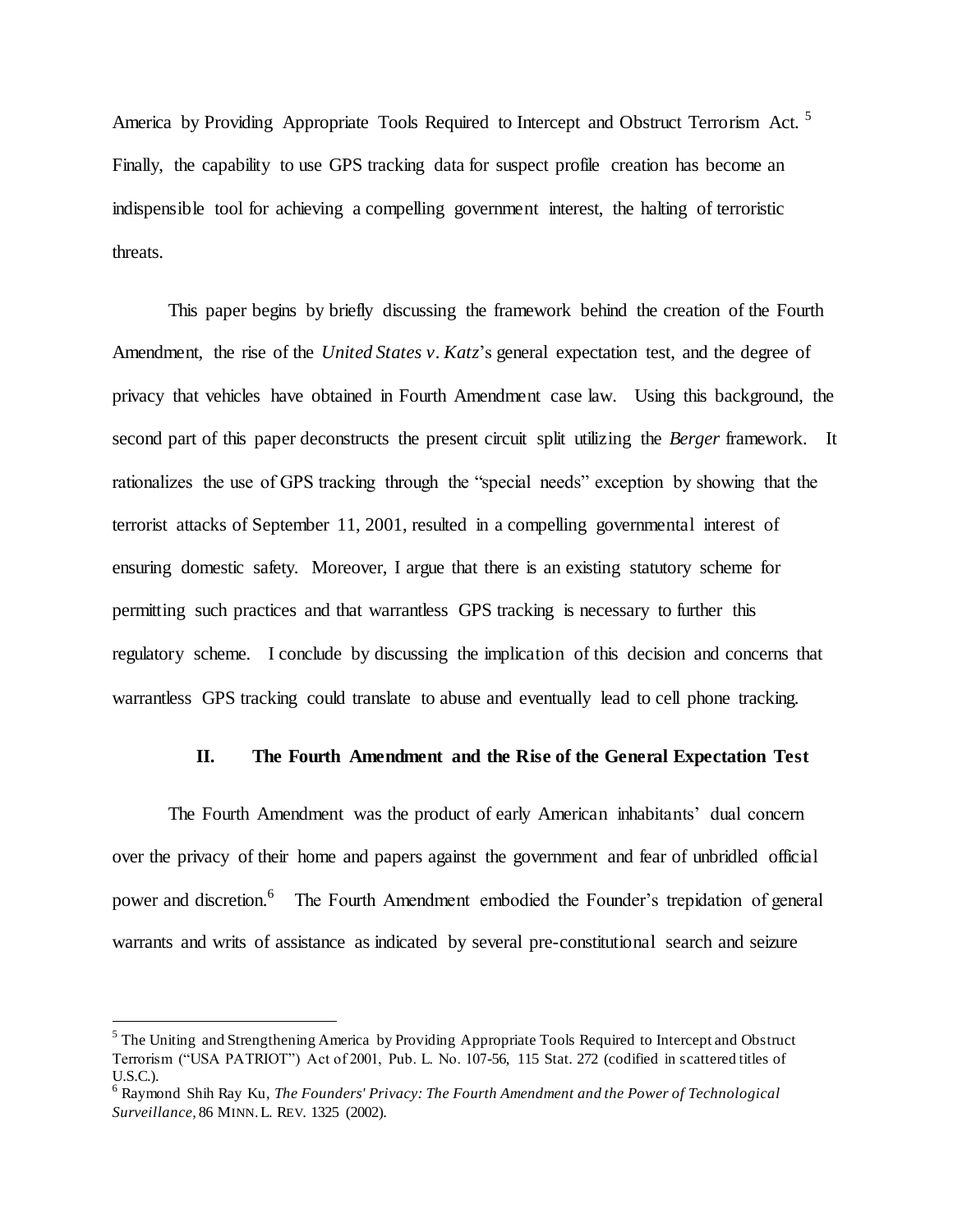America by Providing Appropriate Tools Required to Intercept and Obstruct Terrorism Act. [5] Finally, the capability to use GPS tracking data for suspect profile creation has become an indispensible tool for achieving a compelling government interest, the halting of terroristic threats.

This paper begins by briefly discussing the framework behind the creation of the Fourth Amendment, the rise of the *United States v. Katz*'s general expectation test, and the degree of privacy that vehicles have obtained in Fourth Amendment case law. Using this background, the second part of this paper deconstructs the present circuit split utilizing the *Berger* framework. It rationalizes the use of GPS tracking through the "special needs" exception by showing that the terrorist attacks of September 11, 2001, resulted in a compelling governmental interest of ensuring domestic safety. Moreover, I argue that there is an existing statutory scheme for permitting such practices and that warrantless GPS tracking is necessary to further this regulatory scheme. I conclude by discussing the implication of this decision and concerns that warrantless GPS tracking could translate to abuse and eventually lead to cell phone tracking.

## II. The Fourth Amendment and the Rise of the General Expectation Test

The Fourth Amendment was the product of early American inhabitants' dual concern over the privacy of their home and papers against the government and fear of unbridled official power and discretion.[6] The Fourth Amendment embodied the Founder's trepidation of general warrants and writs of assistance as indicated by several pre-constitutional search and seizure

---

[5] The Uniting and Strengthening America by Providing Appropriate Tools Required to Intercept and Obstruct Terrorism ("USA PATRIOT") Act of 2001, Pub. L. No. 107-56, 115 Stat. 272 (codified in scattered titles of U.S.C.).

[6] Raymond Shih Ray Ku, *The Founders' Privacy: The Fourth Amendment and the Power of Technological Surveillance*, 86 MINN. L. REV. 1325 (2002).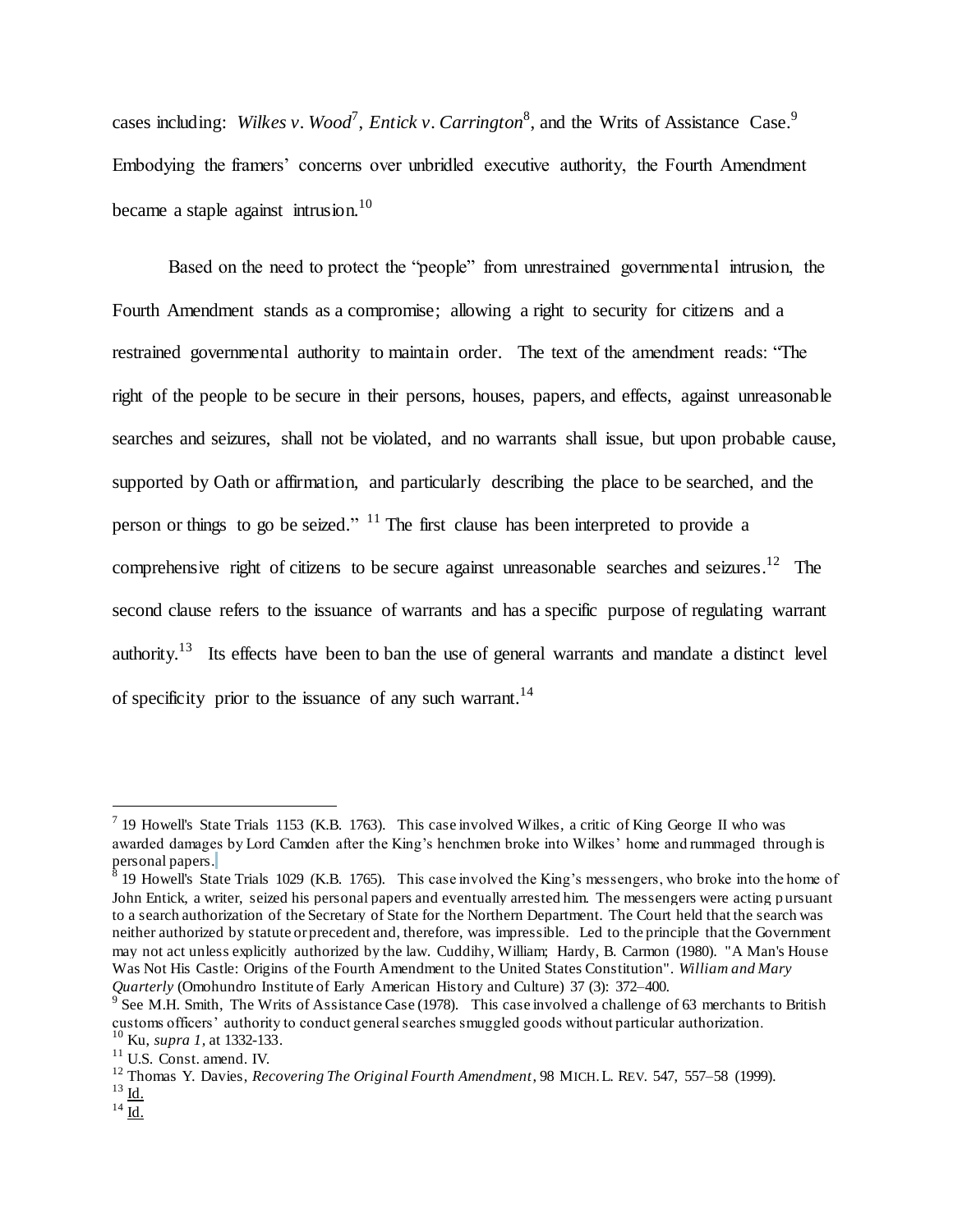cases including: *Wilkes v. Wood*[7], *Entick v. Carrington*[8], and the Writs of Assistance Case.[9] Embodying the framers' concerns over unbridled executive authority, the Fourth Amendment became a staple against intrusion.[10]

Based on the need to protect the "people" from unrestrained governmental intrusion, the Fourth Amendment stands as a compromise; allowing a right to security for citizens and a restrained governmental authority to maintain order. The text of the amendment reads: "The right of the people to be secure in their persons, houses, papers, and effects, against unreasonable searches and seizures, shall not be violated, and no warrants shall issue, but upon probable cause, supported by Oath or affirmation, and particularly describing the place to be searched, and the person or things to go be seized." [11] The first clause has been interpreted to provide a comprehensive right of citizens to be secure against unreasonable searches and seizures.[12] The second clause refers to the issuance of warrants and has a specific purpose of regulating warrant authority.[13] Its effects have been to ban the use of general warrants and mandate a distinct level of specificity prior to the issuance of any such warrant.[14]

---

[7] 19 Howell's State Trials 1153 (K.B. 1763). This case involved Wilkes, a critic of King George II who was awarded damages by Lord Camden after the King's henchmen broke into Wilkes' home and rummaged through is personal papers.

[8] 19 Howell's State Trials 1029 (K.B. 1765). This case involved the King's messengers, who broke into the home of John Entick, a writer, seized his personal papers and eventually arrested him. The messengers were acting pursuant to a search authorization of the Secretary of State for the Northern Department. The Court held that the search was neither authorized by statute or precedent and, therefore, was impressible. Led to the principle that the Government may not act unless explicitly authorized by the law. Cuddihy, William; Hardy, B. Carmon (1980). "A Man's House Was Not His Castle: Origins of the Fourth Amendment to the United States Constitution". *William and Mary Quarterly* (Omohundro Institute of Early American History and Culture) 37 (3): 372–400.

[9] See M.H. Smith, The Writs of Assistance Case (1978). This case involved a challenge of 63 merchants to British customs officers' authority to conduct general searches smuggled goods without particular authorization.

[10] Ku, *supra 1*, at 1332-133.

[11] U.S. Const. amend. IV.

[12] Thomas Y. Davies, *Recovering The Original Fourth Amendment*, 98 MICH. L. REV. 547, 557–58 (1999).

[13] Id.

[14] Id.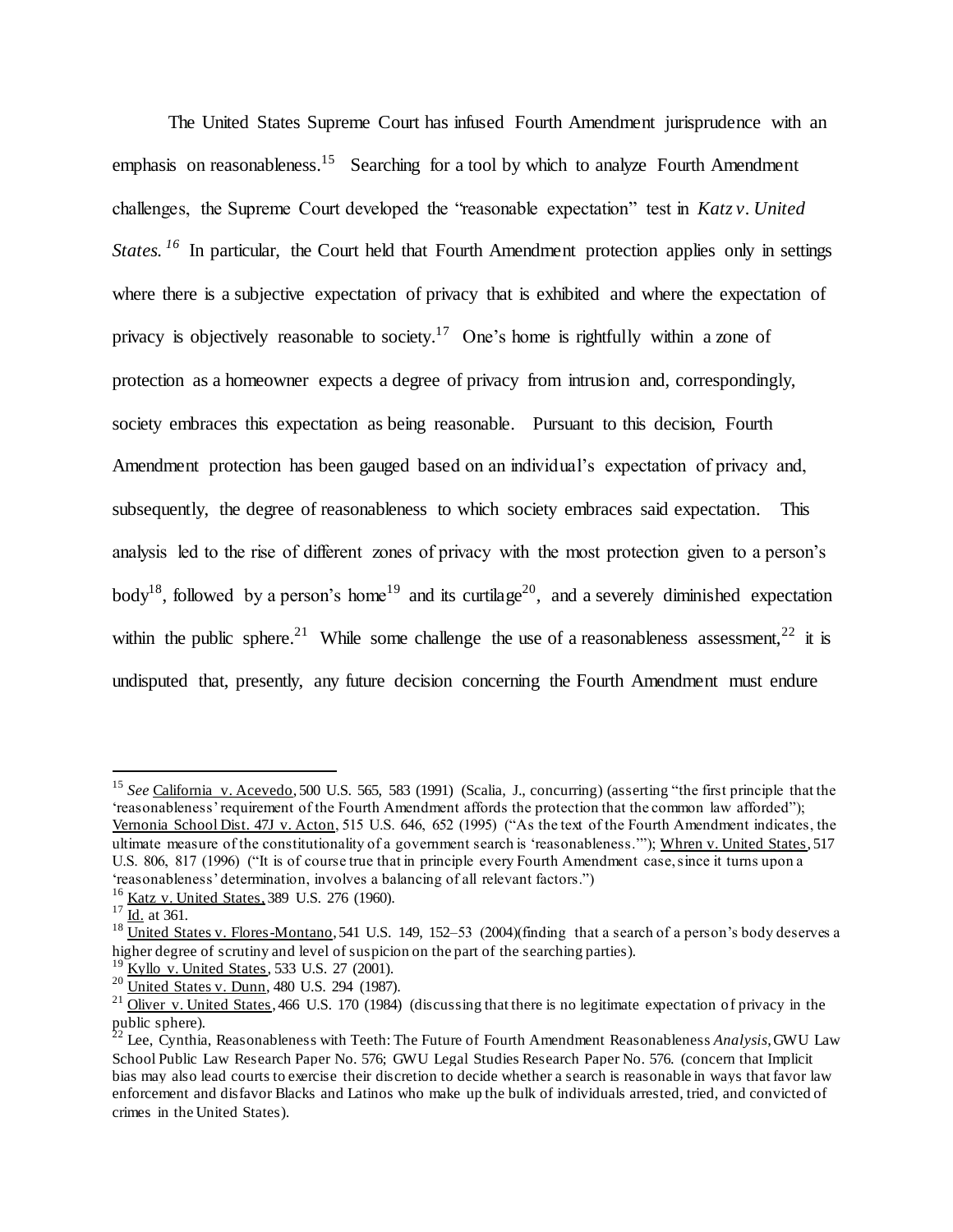The United States Supreme Court has infused Fourth Amendment jurisprudence with an emphasis on reasonableness.[15] Searching for a tool by which to analyze Fourth Amendment challenges, the Supreme Court developed the "reasonable expectation" test in *Katz v. United States.*[16] In particular, the Court held that Fourth Amendment protection applies only in settings where there is a subjective expectation of privacy that is exhibited and where the expectation of privacy is objectively reasonable to society.[17] One's home is rightfully within a zone of protection as a homeowner expects a degree of privacy from intrusion and, correspondingly, society embraces this expectation as being reasonable. Pursuant to this decision, Fourth Amendment protection has been gauged based on an individual's expectation of privacy and, subsequently, the degree of reasonableness to which society embraces said expectation. This analysis led to the rise of different zones of privacy with the most protection given to a person's body[18], followed by a person's home[19] and its curtilage[20], and a severely diminished expectation within the public sphere.[21] While some challenge the use of a reasonableness assessment,[22] it is undisputed that, presently, any future decision concerning the Fourth Amendment must endure

---

[15] *See* California v. Acevedo, 500 U.S. 565, 583 (1991) (Scalia, J., concurring) (asserting "the first principle that the 'reasonableness' requirement of the Fourth Amendment affords the protection that the common law afforded"); Vernonia School Dist. 47J v. Acton, 515 U.S. 646, 652 (1995) ("As the text of the Fourth Amendment indicates, the ultimate measure of the constitutionality of a government search is 'reasonableness.'"); Whren v. United States, 517 U.S. 806, 817 (1996) ("It is of course true that in principle every Fourth Amendment case, since it turns upon a 'reasonableness' determination, involves a balancing of all relevant factors.")

[16] Katz v. United States, 389 U.S. 276 (1960).

[17] Id. at 361.

[18] United States v. Flores-Montano, 541 U.S. 149, 152–53 (2004)(finding that a search of a person's body deserves a higher degree of scrutiny and level of suspicion on the part of the searching parties).

[19] Kyllo v. United States, 533 U.S. 27 (2001).

[20] United States v. Dunn, 480 U.S. 294 (1987).

[21] Oliver v. United States, 466 U.S. 170 (1984) (discussing that there is no legitimate expectation of privacy in the public sphere).

[22] Lee, Cynthia, Reasonableness with Teeth: The Future of Fourth Amendment Reasonableness *Analysis*, GWU Law School Public Law Research Paper No. 576; GWU Legal Studies Research Paper No. 576. (concern that Implicit bias may also lead courts to exercise their discretion to decide whether a search is reasonable in ways that favor law enforcement and disfavor Blacks and Latinos who make up the bulk of individuals arrested, tried, and convicted of crimes in the United States).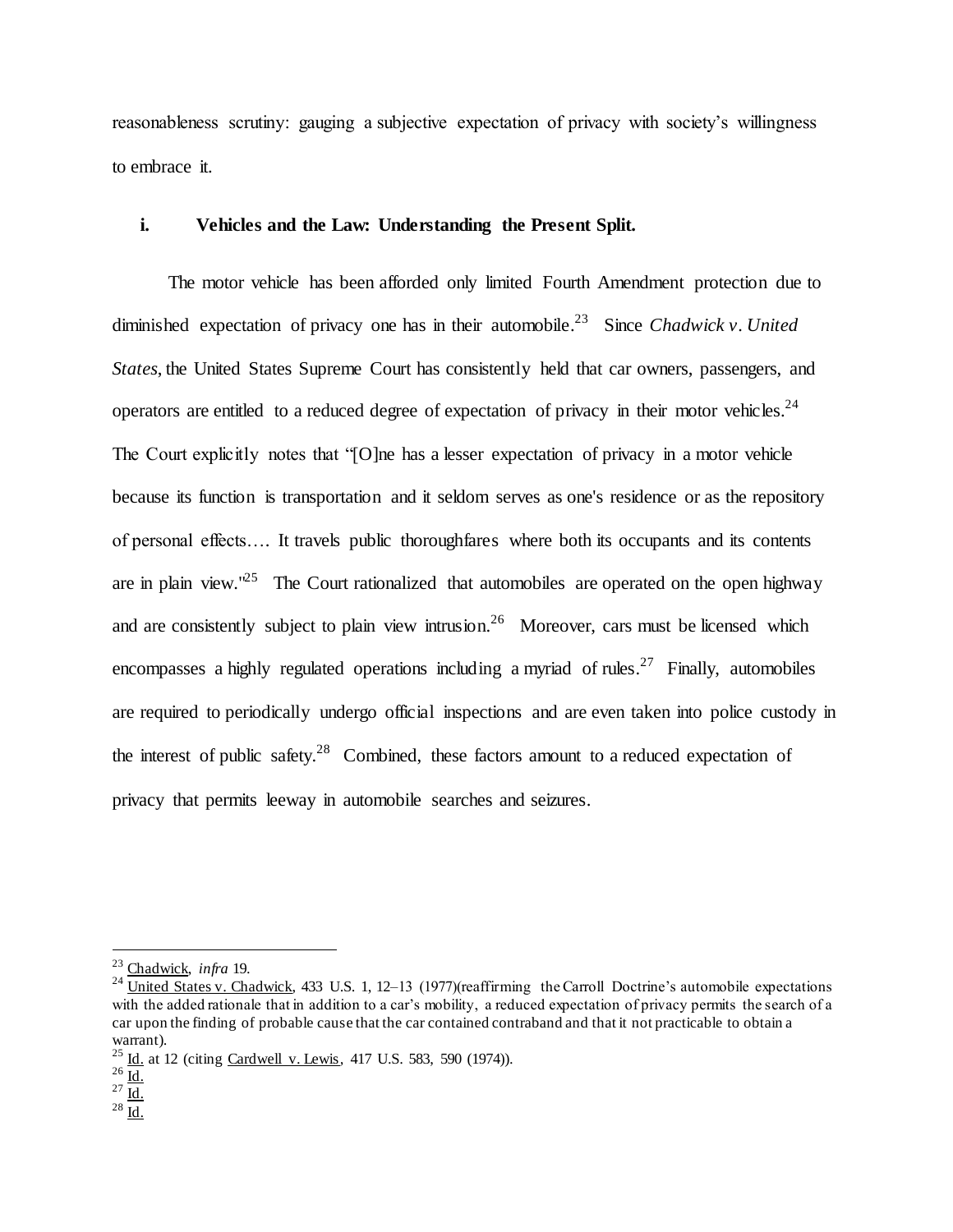reasonableness scrutiny: gauging a subjective expectation of privacy with society's willingness to embrace it.

### i. Vehicles and the Law: Understanding the Present Split.

The motor vehicle has been afforded only limited Fourth Amendment protection due to diminished expectation of privacy one has in their automobile.[23] Since *Chadwick v. United States*, the United States Supreme Court has consistently held that car owners, passengers, and operators are entitled to a reduced degree of expectation of privacy in their motor vehicles.[24] The Court explicitly notes that "[O]ne has a lesser expectation of privacy in a motor vehicle because its function is transportation and it seldom serves as one's residence or as the repository of personal effects…. It travels public thoroughfares where both its occupants and its contents are in plain view."[25] The Court rationalized that automobiles are operated on the open highway and are consistently subject to plain view intrusion.[26] Moreover, cars must be licensed which encompasses a highly regulated operations including a myriad of rules.[27] Finally, automobiles are required to periodically undergo official inspections and are even taken into police custody in the interest of public safety.[28] Combined, these factors amount to a reduced expectation of privacy that permits leeway in automobile searches and seizures.

---

[23] Chadwick, *infra* 19.

[24] United States v. Chadwick, 433 U.S. 1, 12–13 (1977)(reaffirming the Carroll Doctrine's automobile expectations with the added rationale that in addition to a car's mobility, a reduced expectation of privacy permits the search of a car upon the finding of probable cause that the car contained contraband and that it not practicable to obtain a warrant).

[25] Id. at 12 (citing Cardwell v. Lewis, 417 U.S. 583, 590 (1974)).

[26] Id.

[27] Id.

[28] Id.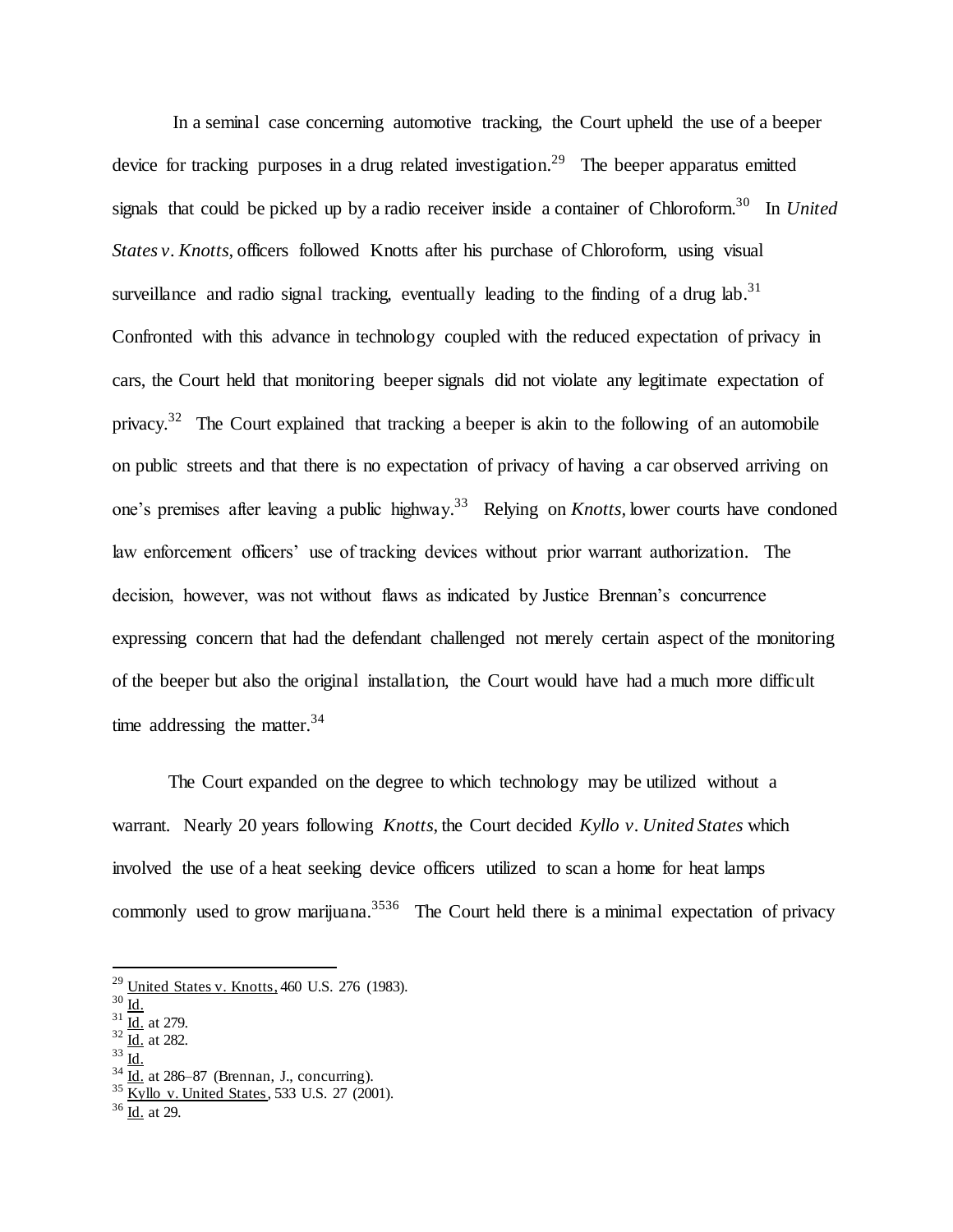In a seminal case concerning automotive tracking, the Court upheld the use of a beeper device for tracking purposes in a drug related investigation.[29] The beeper apparatus emitted signals that could be picked up by a radio receiver inside a container of Chloroform.[30] In *United States v. Knotts*, officers followed Knotts after his purchase of Chloroform, using visual surveillance and radio signal tracking, eventually leading to the finding of a drug lab.[31] Confronted with this advance in technology coupled with the reduced expectation of privacy in cars, the Court held that monitoring beeper signals did not violate any legitimate expectation of privacy.[32] The Court explained that tracking a beeper is akin to the following of an automobile on public streets and that there is no expectation of privacy of having a car observed arriving on one's premises after leaving a public highway.[33] Relying on *Knotts*, lower courts have condoned law enforcement officers' use of tracking devices without prior warrant authorization. The decision, however, was not without flaws as indicated by Justice Brennan's concurrence expressing concern that had the defendant challenged not merely certain aspect of the monitoring of the beeper but also the original installation, the Court would have had a much more difficult time addressing the matter.[34]

The Court expanded on the degree to which technology may be utilized without a warrant. Nearly 20 years following *Knotts*, the Court decided *Kyllo v. United States* which involved the use of a heat seeking device officers utilized to scan a home for heat lamps commonly used to grow marijuana.[35][36] The Court held there is a minimal expectation of privacy

---

[29] United States v. Knotts, 460 U.S. 276 (1983).
[30] Id.
[31] Id. at 279.
[32] Id. at 282.
[33] Id.
[34] Id. at 286–87 (Brennan, J., concurring).
[35] Kyllo v. United States, 533 U.S. 27 (2001).
[36] Id. at 29.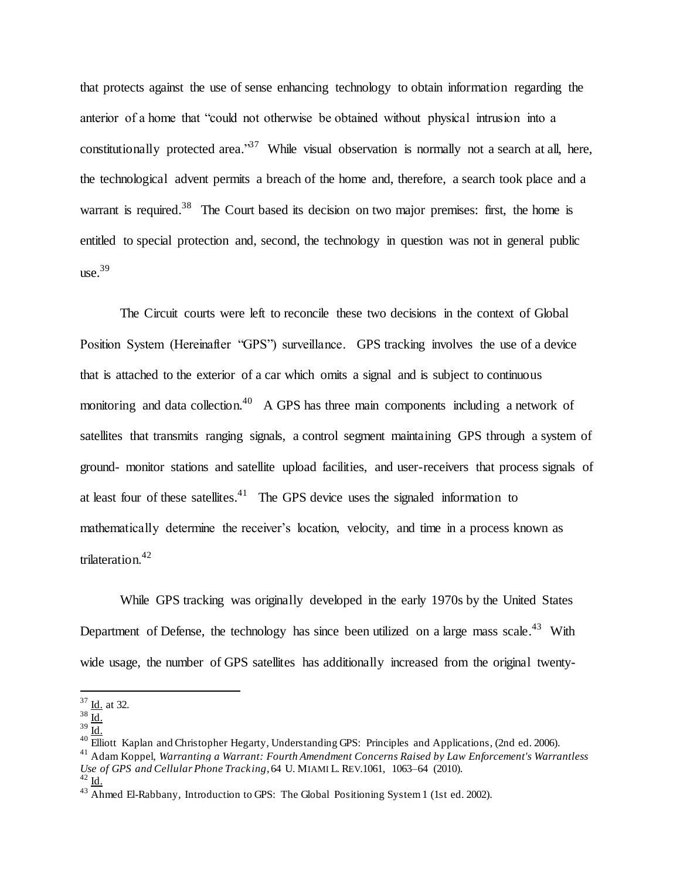that protects against the use of sense enhancing technology to obtain information regarding the anterior of a home that "could not otherwise be obtained without physical intrusion into a constitutionally protected area."[37] While visual observation is normally not a search at all, here, the technological advent permits a breach of the home and, therefore, a search took place and a warrant is required.[38] The Court based its decision on two major premises: first, the home is entitled to special protection and, second, the technology in question was not in general public use.[39]

The Circuit courts were left to reconcile these two decisions in the context of Global Position System (Hereinafter "GPS") surveillance. GPS tracking involves the use of a device that is attached to the exterior of a car which omits a signal and is subject to continuous monitoring and data collection.[40] A GPS has three main components including a network of satellites that transmits ranging signals, a control segment maintaining GPS through a system of ground- monitor stations and satellite upload facilities, and user-receivers that process signals of at least four of these satellites.[41] The GPS device uses the signaled information to mathematically determine the receiver's location, velocity, and time in a process known as trilateration.[42]

While GPS tracking was originally developed in the early 1970s by the United States Department of Defense, the technology has since been utilized on a large mass scale.[43] With wide usage, the number of GPS satellites has additionally increased from the original twenty-

---

[37] Id. at 32.
[38] Id.
[39] Id.
[40] Elliott Kaplan and Christopher Hegarty, Understanding GPS: Principles and Applications, (2nd ed. 2006).
[41] Adam Koppel, *Warranting a Warrant: Fourth Amendment Concerns Raised by Law Enforcement's Warrantless Use of GPS and Cellular Phone Tracking*, 64 U. MIAMI L. REV.1061, 1063–64 (2010).
[42] Id.
[43] Ahmed El-Rabbany, Introduction to GPS: The Global Positioning System 1 (1st ed. 2002).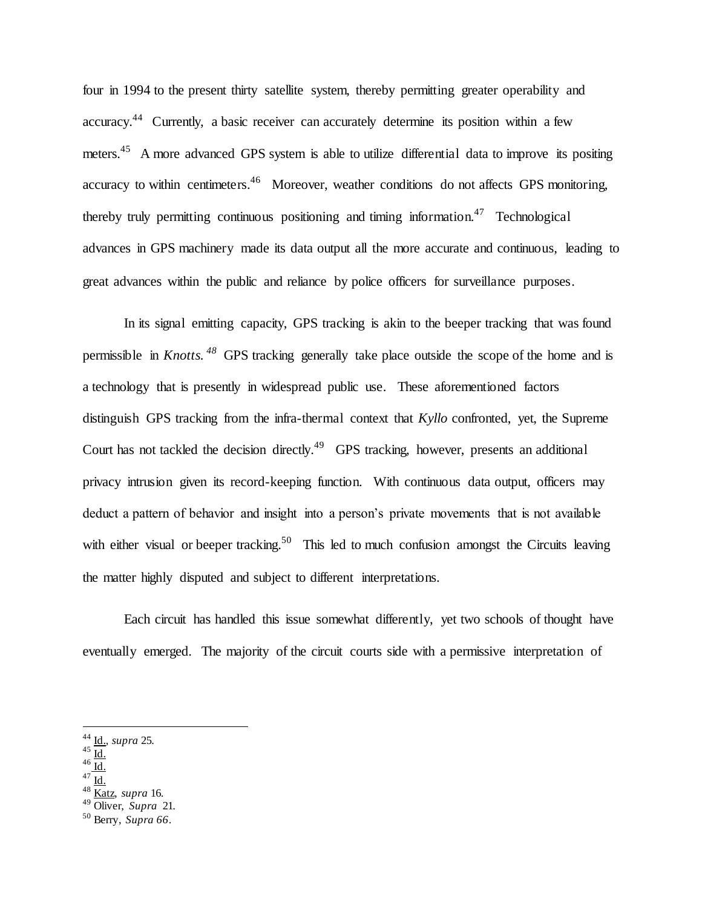four in 1994 to the present thirty satellite system, thereby permitting greater operability and accuracy.[44] Currently, a basic receiver can accurately determine its position within a few meters.[45] A more advanced GPS system is able to utilize differential data to improve its positing accuracy to within centimeters.[46] Moreover, weather conditions do not affects GPS monitoring, thereby truly permitting continuous positioning and timing information.[47] Technological advances in GPS machinery made its data output all the more accurate and continuous, leading to great advances within the public and reliance by police officers for surveillance purposes.

In its signal emitting capacity, GPS tracking is akin to the beeper tracking that was found permissible in *Knotts.*[48] GPS tracking generally take place outside the scope of the home and is a technology that is presently in widespread public use. These aforementioned factors distinguish GPS tracking from the infra-thermal context that *Kyllo* confronted, yet, the Supreme Court has not tackled the decision directly.[49] GPS tracking, however, presents an additional privacy intrusion given its record-keeping function. With continuous data output, officers may deduct a pattern of behavior and insight into a person's private movements that is not available with either visual or beeper tracking.[50] This led to much confusion amongst the Circuits leaving the matter highly disputed and subject to different interpretations.

Each circuit has handled this issue somewhat differently, yet two schools of thought have eventually emerged. The majority of the circuit courts side with a permissive interpretation of

---

[44] Id., *supra* 25.
[45] Id.
[46] Id.
[47] Id.
[48] Katz, *supra* 16.
[49] Oliver, *Supra* 21.
[50] Berry, *Supra 66.*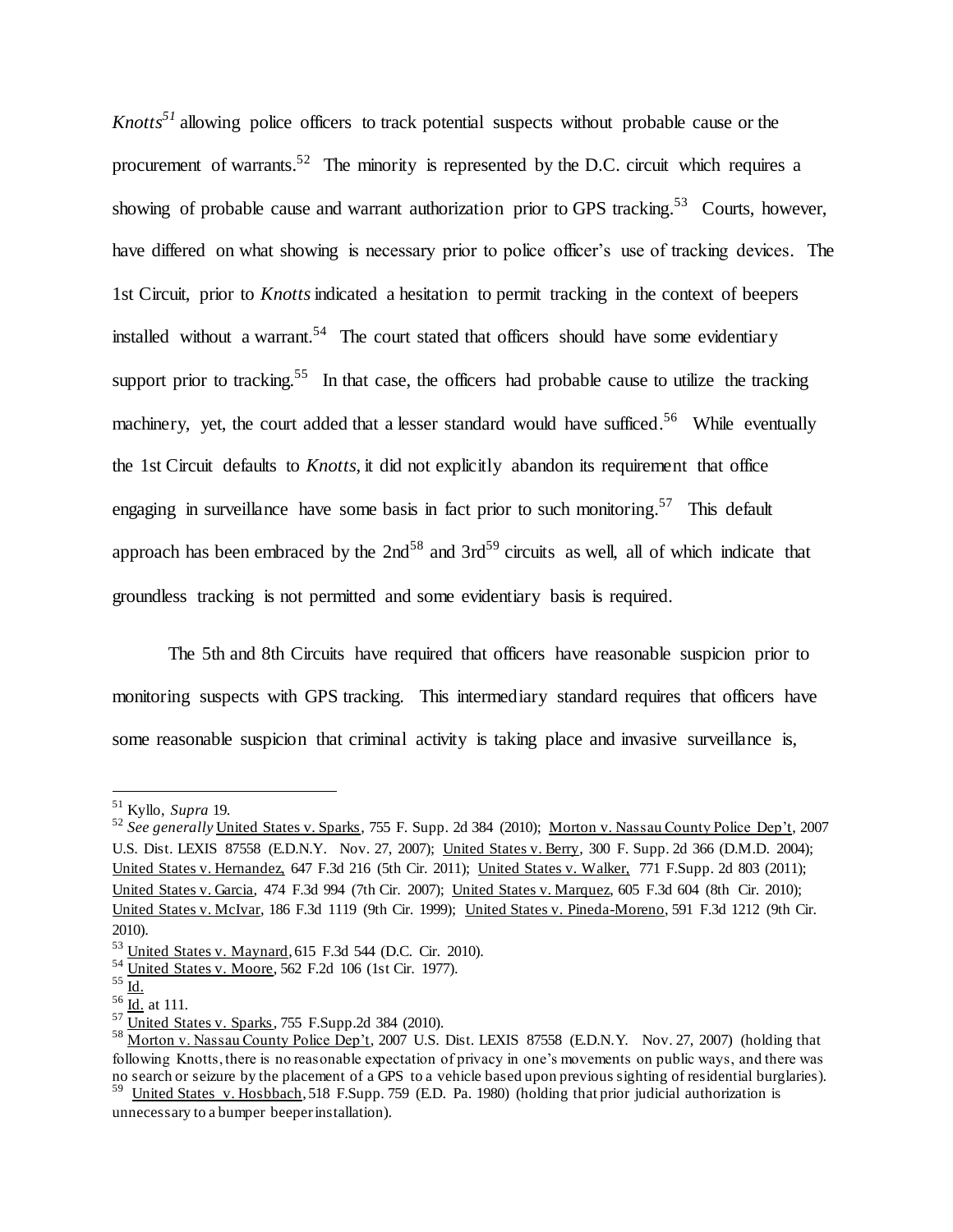*Knotts*[51] allowing police officers to track potential suspects without probable cause or the procurement of warrants.[52] The minority is represented by the D.C. circuit which requires a showing of probable cause and warrant authorization prior to GPS tracking.[53] Courts, however, have differed on what showing is necessary prior to police officer's use of tracking devices. The 1st Circuit, prior to *Knotts* indicated a hesitation to permit tracking in the context of beepers installed without a warrant.[54] The court stated that officers should have some evidentiary support prior to tracking.[55] In that case, the officers had probable cause to utilize the tracking machinery, yet, the court added that a lesser standard would have sufficed.[56] While eventually the 1st Circuit defaults to *Knotts,* it did not explicitly abandon its requirement that office engaging in surveillance have some basis in fact prior to such monitoring.[57] This default approach has been embraced by the 2nd[58] and 3rd[59] circuits as well, all of which indicate that groundless tracking is not permitted and some evidentiary basis is required.

The 5th and 8th Circuits have required that officers have reasonable suspicion prior to monitoring suspects with GPS tracking. This intermediary standard requires that officers have some reasonable suspicion that criminal activity is taking place and invasive surveillance is,

---

[51] Kyllo, *Supra* 19.

[52] *See generally* United States v. Sparks, 755 F. Supp. 2d 384 (2010); Morton v. Nassau County Police Dep't, 2007 U.S. Dist. LEXIS 87558 (E.D.N.Y. Nov. 27, 2007); United States v. Berry, 300 F. Supp. 2d 366 (D.M.D. 2004); United States v. Hernandez, 647 F.3d 216 (5th Cir. 2011); United States v. Walker, 771 F.Supp. 2d 803 (2011); United States v. Garcia, 474 F.3d 994 (7th Cir. 2007); United States v. Marquez, 605 F.3d 604 (8th Cir. 2010); United States v. McIvar, 186 F.3d 1119 (9th Cir. 1999); United States v. Pineda-Moreno, 591 F.3d 1212 (9th Cir. 2010).

[53] United States v. Maynard, 615 F.3d 544 (D.C. Cir. 2010).

[54] United States v. Moore, 562 F.2d 106 (1st Cir. 1977).

[55] Id.

[56] Id. at 111.

[57] United States v. Sparks, 755 F.Supp.2d 384 (2010).

[58] Morton v. Nassau County Police Dep't, 2007 U.S. Dist. LEXIS 87558 (E.D.N.Y. Nov. 27, 2007) (holding that following Knotts, there is no reasonable expectation of privacy in one's movements on public ways, and there was no search or seizure by the placement of a GPS to a vehicle based upon previous sighting of residential burglaries).

[59] United States v. Hosbbach, 518 F.Supp. 759 (E.D. Pa. 1980) (holding that prior judicial authorization is unnecessary to a bumper beeper installation).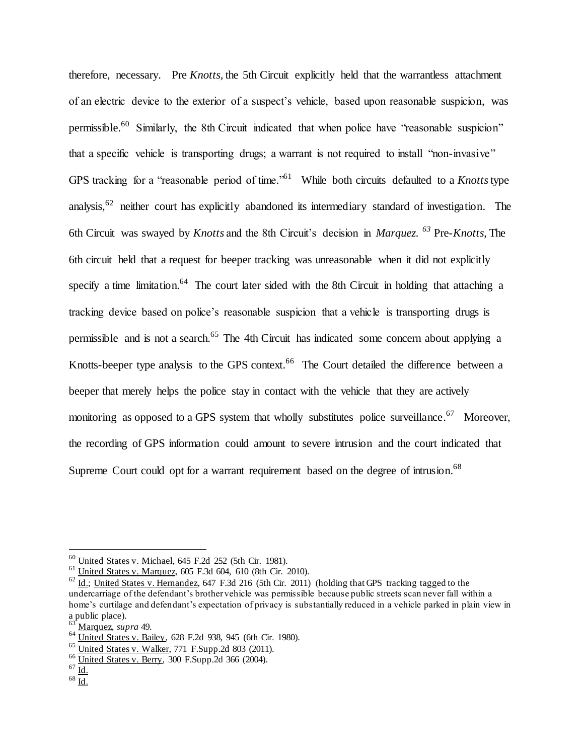therefore, necessary. Pre *Knotts*, the 5th Circuit explicitly held that the warrantless attachment of an electric device to the exterior of a suspect's vehicle, based upon reasonable suspicion, was permissible.[60] Similarly, the 8th Circuit indicated that when police have "reasonable suspicion" that a specific vehicle is transporting drugs; a warrant is not required to install "non-invasive" GPS tracking for a "reasonable period of time."[61] While both circuits defaulted to a *Knotts* type analysis,[62] neither court has explicitly abandoned its intermediary standard of investigation. The 6th Circuit was swayed by *Knotts* and the 8th Circuit's decision in *Marquez.*[63] Pre-*Knotts*, The 6th circuit held that a request for beeper tracking was unreasonable when it did not explicitly specify a time limitation.[64] The court later sided with the 8th Circuit in holding that attaching a tracking device based on police's reasonable suspicion that a vehicle is transporting drugs is permissible and is not a search.[65] The 4th Circuit has indicated some concern about applying a Knotts-beeper type analysis to the GPS context.[66] The Court detailed the difference between a beeper that merely helps the police stay in contact with the vehicle that they are actively monitoring as opposed to a GPS system that wholly substitutes police surveillance.[67] Moreover, the recording of GPS information could amount to severe intrusion and the court indicated that Supreme Court could opt for a warrant requirement based on the degree of intrusion.[68]

---

[60] United States v. Michael, 645 F.2d 252 (5th Cir. 1981).

[61] United States v. Marquez, 605 F.3d 604, 610 (8th Cir. 2010).

[62] Id.; United States v. Hernandez, 647 F.3d 216 (5th Cir. 2011) (holding that GPS tracking tagged to the undercarriage of the defendant's brother vehicle was permissible because public streets scan never fall within a home's curtilage and defendant's expectation of privacy is substantially reduced in a vehicle parked in plain view in a public place).

[63] Marquez, *supra* 49.

[64] United States v. Bailey, 628 F.2d 938, 945 (6th Cir. 1980).

[65] United States v. Walker, 771 F.Supp.2d 803 (2011).

[66] United States v. Berry, 300 F.Supp.2d 366 (2004).

[67] Id.

[68] Id.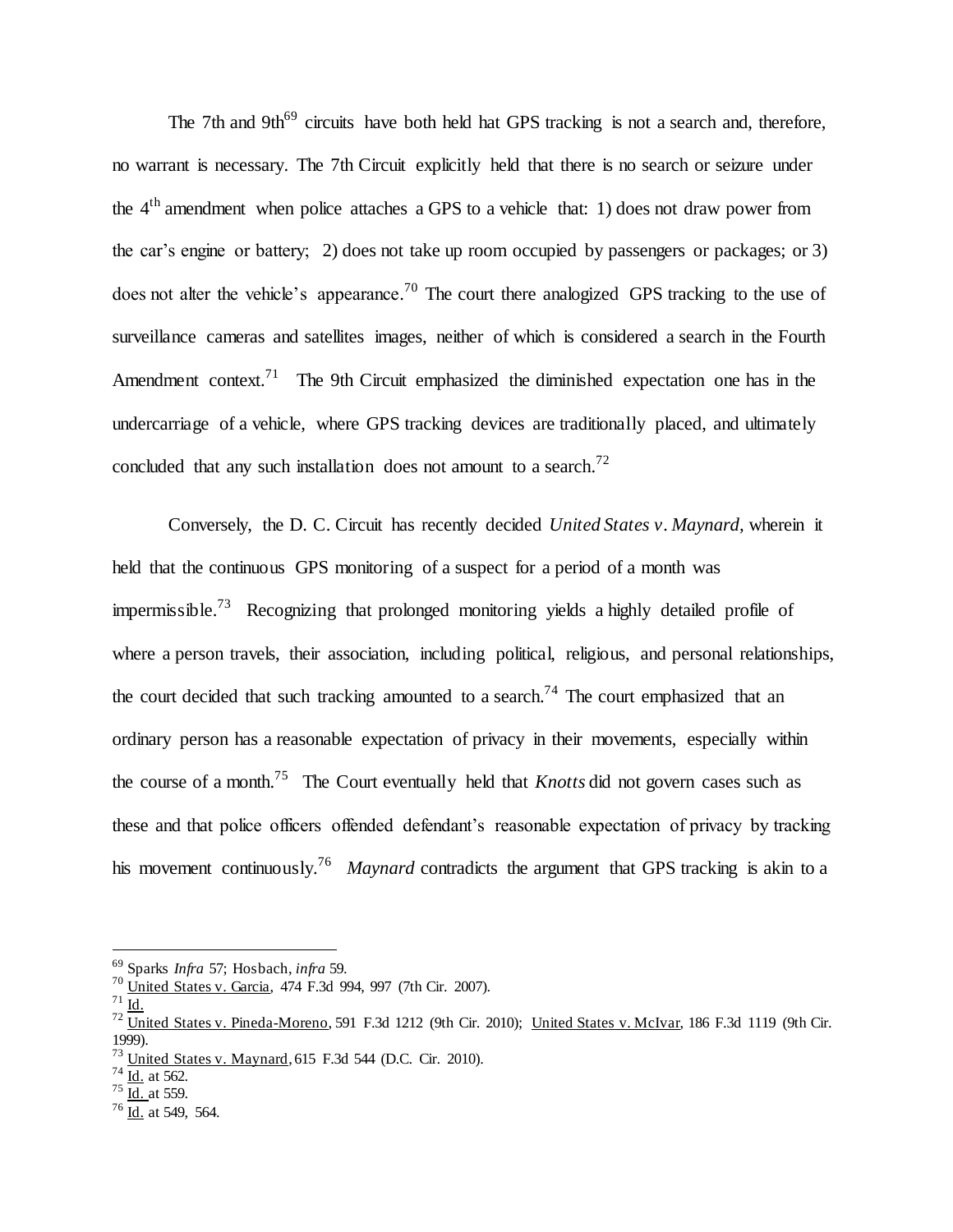The 7th and 9th[69] circuits have both held hat GPS tracking is not a search and, therefore, no warrant is necessary. The 7th Circuit explicitly held that there is no search or seizure under the 4th amendment when police attaches a GPS to a vehicle that: 1) does not draw power from the car's engine or battery; 2) does not take up room occupied by passengers or packages; or 3) does not alter the vehicle's appearance.[70] The court there analogized GPS tracking to the use of surveillance cameras and satellites images, neither of which is considered a search in the Fourth Amendment context.[71] The 9th Circuit emphasized the diminished expectation one has in the undercarriage of a vehicle, where GPS tracking devices are traditionally placed, and ultimately concluded that any such installation does not amount to a search.[72]

Conversely, the D. C. Circuit has recently decided *United States v. Maynard,* wherein it held that the continuous GPS monitoring of a suspect for a period of a month was impermissible.[73] Recognizing that prolonged monitoring yields a highly detailed profile of where a person travels, their association, including political, religious, and personal relationships, the court decided that such tracking amounted to a search.[74] The court emphasized that an ordinary person has a reasonable expectation of privacy in their movements, especially within the course of a month.[75] The Court eventually held that *Knotts* did not govern cases such as these and that police officers offended defendant's reasonable expectation of privacy by tracking his movement continuously.[76] *Maynard* contradicts the argument that GPS tracking is akin to a

---

[69] Sparks *Infra* 57; Hosbach, *infra* 59.

[70] United States v. Garcia, 474 F.3d 994, 997 (7th Cir. 2007).

[71] Id.

[72] United States v. Pineda-Moreno, 591 F.3d 1212 (9th Cir. 2010); United States v. McIvar, 186 F.3d 1119 (9th Cir. 1999).

[73] United States v. Maynard, 615 F.3d 544 (D.C. Cir. 2010).

[74] Id. at 562.

[75] Id. at 559.

[76] Id. at 549, 564.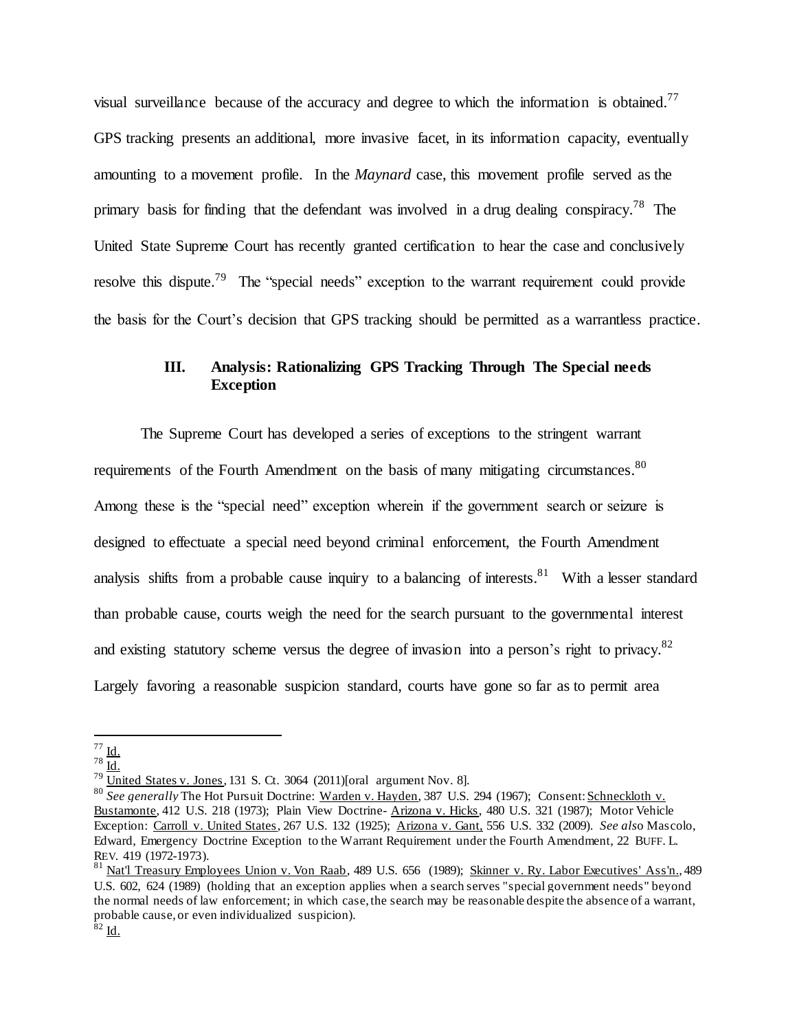visual surveillance because of the accuracy and degree to which the information is obtained.[77] GPS tracking presents an additional, more invasive facet, in its information capacity, eventually amounting to a movement profile. In the *Maynard* case, this movement profile served as the primary basis for finding that the defendant was involved in a drug dealing conspiracy.[78] The United State Supreme Court has recently granted certification to hear the case and conclusively resolve this dispute.[79] The "special needs" exception to the warrant requirement could provide the basis for the Court's decision that GPS tracking should be permitted as a warrantless practice.

## III. Analysis: Rationalizing GPS Tracking Through The Special needs Exception

The Supreme Court has developed a series of exceptions to the stringent warrant requirements of the Fourth Amendment on the basis of many mitigating circumstances.[80] Among these is the "special need" exception wherein if the government search or seizure is designed to effectuate a special need beyond criminal enforcement, the Fourth Amendment analysis shifts from a probable cause inquiry to a balancing of interests.[81] With a lesser standard than probable cause, courts weigh the need for the search pursuant to the governmental interest and existing statutory scheme versus the degree of invasion into a person's right to privacy.[82] Largely favoring a reasonable suspicion standard, courts have gone so far as to permit area

---

[77] Id.

[78] Id.

[79] United States v. Jones, 131 S. Ct. 3064 (2011)[oral argument Nov. 8].

[80] *See generally* The Hot Pursuit Doctrine: Warden v. Hayden, 387 U.S. 294 (1967); Consent: Schneckloth v. Bustamonte, 412 U.S. 218 (1973); Plain View Doctrine- Arizona v. Hicks, 480 U.S. 321 (1987); Motor Vehicle Exception: Carroll v. United States, 267 U.S. 132 (1925); Arizona v. Gant, 556 U.S. 332 (2009). *See also* Mascolo, Edward, Emergency Doctrine Exception to the Warrant Requirement under the Fourth Amendment, 22 BUFF. L. REV. 419 (1972-1973).

[81] Nat'l Treasury Employees Union v. Von Raab, 489 U.S. 656 (1989); Skinner v. Ry. Labor Executives' Ass'n., 489 U.S. 602, 624 (1989) (holding that an exception applies when a search serves "special government needs" beyond the normal needs of law enforcement; in which case, the search may be reasonable despite the absence of a warrant, probable cause, or even individualized suspicion).

[82] Id.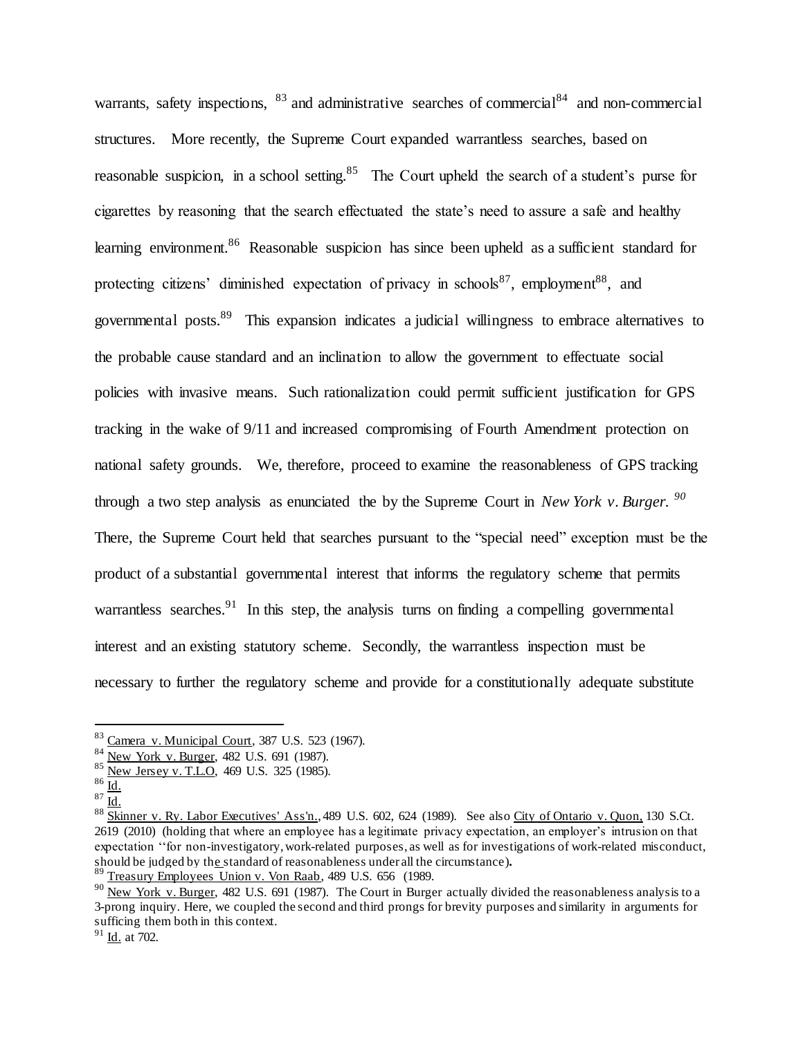warrants, safety inspections, [83] and administrative searches of commercial[84] and non-commercial structures. More recently, the Supreme Court expanded warrantless searches, based on reasonable suspicion, in a school setting.[85] The Court upheld the search of a student's purse for cigarettes by reasoning that the search effectuated the state's need to assure a safe and healthy learning environment.[86] Reasonable suspicion has since been upheld as a sufficient standard for protecting citizens' diminished expectation of privacy in schools[87], employment[88], and governmental posts.[89] This expansion indicates a judicial willingness to embrace alternatives to the probable cause standard and an inclination to allow the government to effectuate social policies with invasive means. Such rationalization could permit sufficient justification for GPS tracking in the wake of 9/11 and increased compromising of Fourth Amendment protection on national safety grounds. We, therefore, proceed to examine the reasonableness of GPS tracking through a two step analysis as enunciated the by the Supreme Court in *New York v. Burger.* [90] There, the Supreme Court held that searches pursuant to the "special need" exception must be the product of a substantial governmental interest that informs the regulatory scheme that permits warrantless searches.[91] In this step, the analysis turns on finding a compelling governmental interest and an existing statutory scheme. Secondly, the warrantless inspection must be necessary to further the regulatory scheme and provide for a constitutionally adequate substitute

---

[83] Camera v. Municipal Court, 387 U.S. 523 (1967).

[84] New York v. Burger, 482 U.S. 691 (1987).

[85] New Jersey v. T.L.O, 469 U.S. 325 (1985).

[86] Id.

[87] Id.

[88] Skinner v. Ry. Labor Executives' Ass'n., 489 U.S. 602, 624 (1989). See also City of Ontario v. Quon, 130 S.Ct. 2619 (2010) (holding that where an employee has a legitimate privacy expectation, an employer's intrusion on that expectation ''for non-investigatory, work-related purposes, as well as for investigations of work-related misconduct, should be judged by the standard of reasonableness under all the circumstance).

[89] Treasury Employees Union v. Von Raab, 489 U.S. 656 (1989.

[90] New York v. Burger, 482 U.S. 691 (1987). The Court in Burger actually divided the reasonableness analysis to a 3-prong inquiry. Here, we coupled the second and third prongs for brevity purposes and similarity in arguments for sufficing them both in this context.

[91] Id. at 702.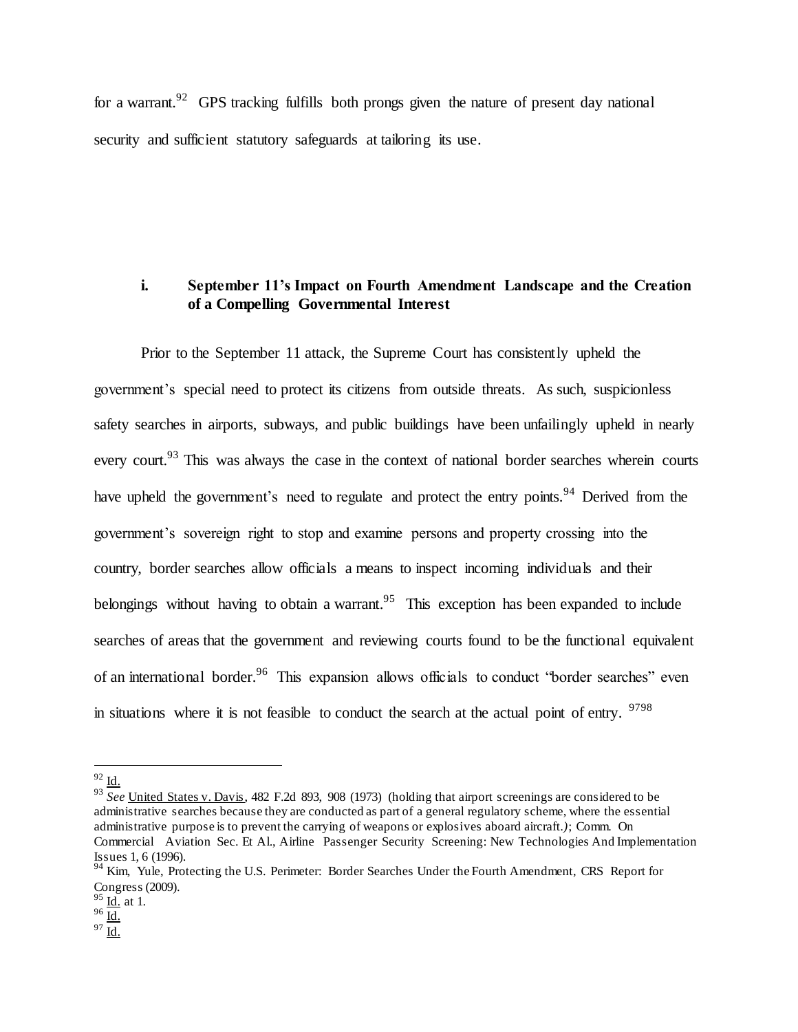for a warrant.[92] GPS tracking fulfills both prongs given the nature of present day national security and sufficient statutory safeguards at tailoring its use.

### i. September 11's Impact on Fourth Amendment Landscape and the Creation of a Compelling Governmental Interest

Prior to the September 11 attack, the Supreme Court has consistently upheld the government's special need to protect its citizens from outside threats. As such, suspicionless safety searches in airports, subways, and public buildings have been unfailingly upheld in nearly every court.[93] This was always the case in the context of national border searches wherein courts have upheld the government's need to regulate and protect the entry points.[94] Derived from the government's sovereign right to stop and examine persons and property crossing into the country, border searches allow officials a means to inspect incoming individuals and their belongings without having to obtain a warrant.[95] This exception has been expanded to include searches of areas that the government and reviewing courts found to be the functional equivalent of an international border.[96] This expansion allows officials to conduct "border searches" even in situations where it is not feasible to conduct the search at the actual point of entry. [97][98]

---

[92] Id.

[93] *See* United States v. Davis, 482 F.2d 893, 908 (1973) (holding that airport screenings are considered to be administrative searches because they are conducted as part of a general regulatory scheme, where the essential administrative purpose is to prevent the carrying of weapons or explosives aboard aircraft.); Comm. On Commercial Aviation Sec. Et Al., Airline Passenger Security Screening: New Technologies And Implementation Issues 1, 6 (1996).

[94] Kim, Yule, Protecting the U.S. Perimeter: Border Searches Under the Fourth Amendment, CRS Report for Congress (2009).

[95] Id. at 1.

[96] Id.

[97] Id.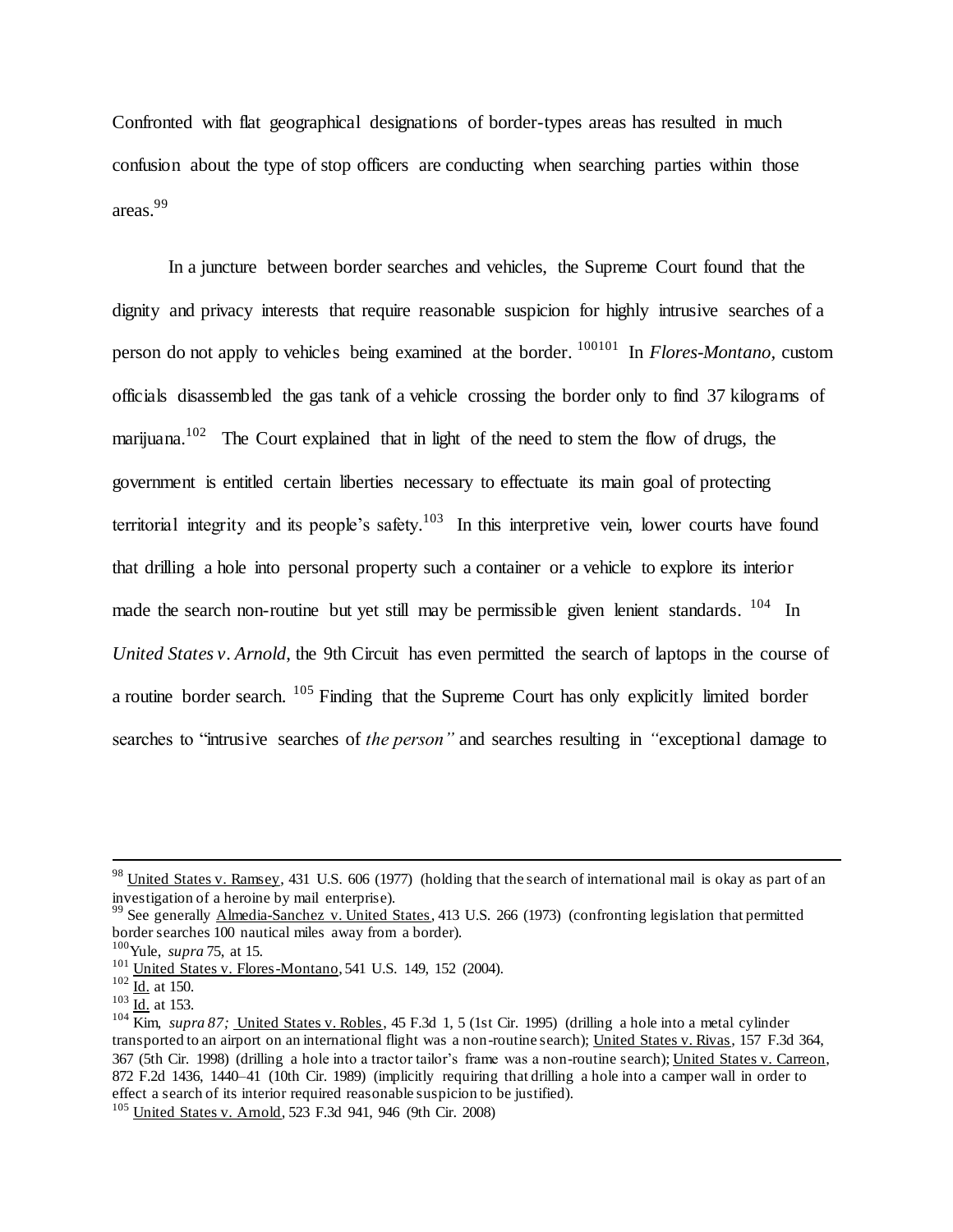Confronted with flat geographical designations of border-types areas has resulted in much confusion about the type of stop officers are conducting when searching parties within those areas.[99]

In a juncture between border searches and vehicles, the Supreme Court found that the dignity and privacy interests that require reasonable suspicion for highly intrusive searches of a person do not apply to vehicles being examined at the border. [100][101] In *Flores-Montano*, custom officials disassembled the gas tank of a vehicle crossing the border only to find 37 kilograms of marijuana.[102] The Court explained that in light of the need to stem the flow of drugs, the government is entitled certain liberties necessary to effectuate its main goal of protecting territorial integrity and its people's safety.[103] In this interpretive vein, lower courts have found that drilling a hole into personal property such a container or a vehicle to explore its interior made the search non-routine but yet still may be permissible given lenient standards. [104] In *United States v. Arnold*, the 9th Circuit has even permitted the search of laptops in the course of a routine border search. [105] Finding that the Supreme Court has only explicitly limited border searches to "intrusive searches of *the person"* and searches resulting in *"*exceptional damage to

---

[98] United States v. Ramsey, 431 U.S. 606 (1977) (holding that the search of international mail is okay as part of an investigation of a heroine by mail enterprise).

[99] See generally Almedia-Sanchez v. United States, 413 U.S. 266 (1973) (confronting legislation that permitted border searches 100 nautical miles away from a border).

[100] Yule, *supra* 75, at 15.

[101] United States v. Flores-Montano, 541 U.S. 149, 152 (2004).

[102] Id. at 150.

[103] Id. at 153.

[104] Kim, *supra 87;* United States v. Robles, 45 F.3d 1, 5 (1st Cir. 1995) (drilling a hole into a metal cylinder transported to an airport on an international flight was a non-routine search); United States v. Rivas, 157 F.3d 364, 367 (5th Cir. 1998) (drilling a hole into a tractor tailor's frame was a non-routine search); United States v. Carreon, 872 F.2d 1436, 1440–41 (10th Cir. 1989) (implicitly requiring that drilling a hole into a camper wall in order to effect a search of its interior required reasonable suspicion to be justified).

[105] United States v. Arnold, 523 F.3d 941, 946 (9th Cir. 2008)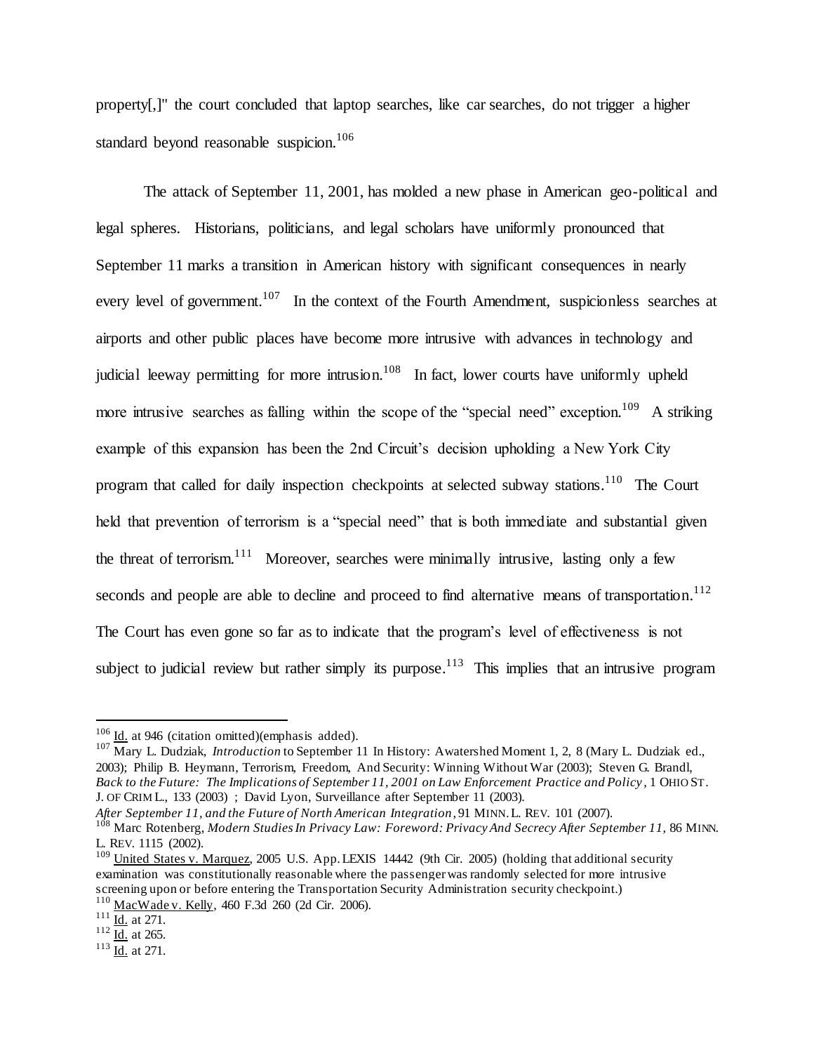property[,]" the court concluded that laptop searches, like car searches, do not trigger a higher standard beyond reasonable suspicion.[106]

The attack of September 11, 2001, has molded a new phase in American geo-political and legal spheres. Historians, politicians, and legal scholars have uniformly pronounced that September 11 marks a transition in American history with significant consequences in nearly every level of government.[107] In the context of the Fourth Amendment, suspicionless searches at airports and other public places have become more intrusive with advances in technology and judicial leeway permitting for more intrusion.[108] In fact, lower courts have uniformly upheld more intrusive searches as falling within the scope of the "special need" exception.[109] A striking example of this expansion has been the 2nd Circuit's decision upholding a New York City program that called for daily inspection checkpoints at selected subway stations.[110] The Court held that prevention of terrorism is a "special need" that is both immediate and substantial given the threat of terrorism.[111] Moreover, searches were minimally intrusive, lasting only a few seconds and people are able to decline and proceed to find alternative means of transportation.[112] The Court has even gone so far as to indicate that the program's level of effectiveness is not subject to judicial review but rather simply its purpose.[113] This implies that an intrusive program

---

[106] Id. at 946 (citation omitted)(emphasis added).

[107] Mary L. Dudziak, *Introduction* to September 11 In History: Awatershed Moment 1, 2, 8 (Mary L. Dudziak ed., 2003); Philip B. Heymann, Terrorism, Freedom, And Security: Winning Without War (2003); Steven G. Brandl, *Back to the Future: The Implications of September 11, 2001 on Law Enforcement Practice and Policy*, 1 OHIO ST. J. OF CRIM L., 133 (2003) ; David Lyon, Surveillance after September 11 (2003). *After September 11, and the Future of North American Integration*, 91 MINN. L. REV. 101 (2007).

[108] Marc Rotenberg, *Modern Studies In Privacy Law: Foreword: Privacy And Secrecy After September 11,* 86 MINN. L. REV. 1115 (2002).

[109] United States v. Marquez, 2005 U.S. App. LEXIS 14442 (9th Cir. 2005) (holding that additional security examination was constitutionally reasonable where the passenger was randomly selected for more intrusive screening upon or before entering the Transportation Security Administration security checkpoint.)

[110] MacWade v. Kelly, 460 F.3d 260 (2d Cir. 2006).

[111] Id. at 271.

[112] Id. at 265.

[113] Id. at 271.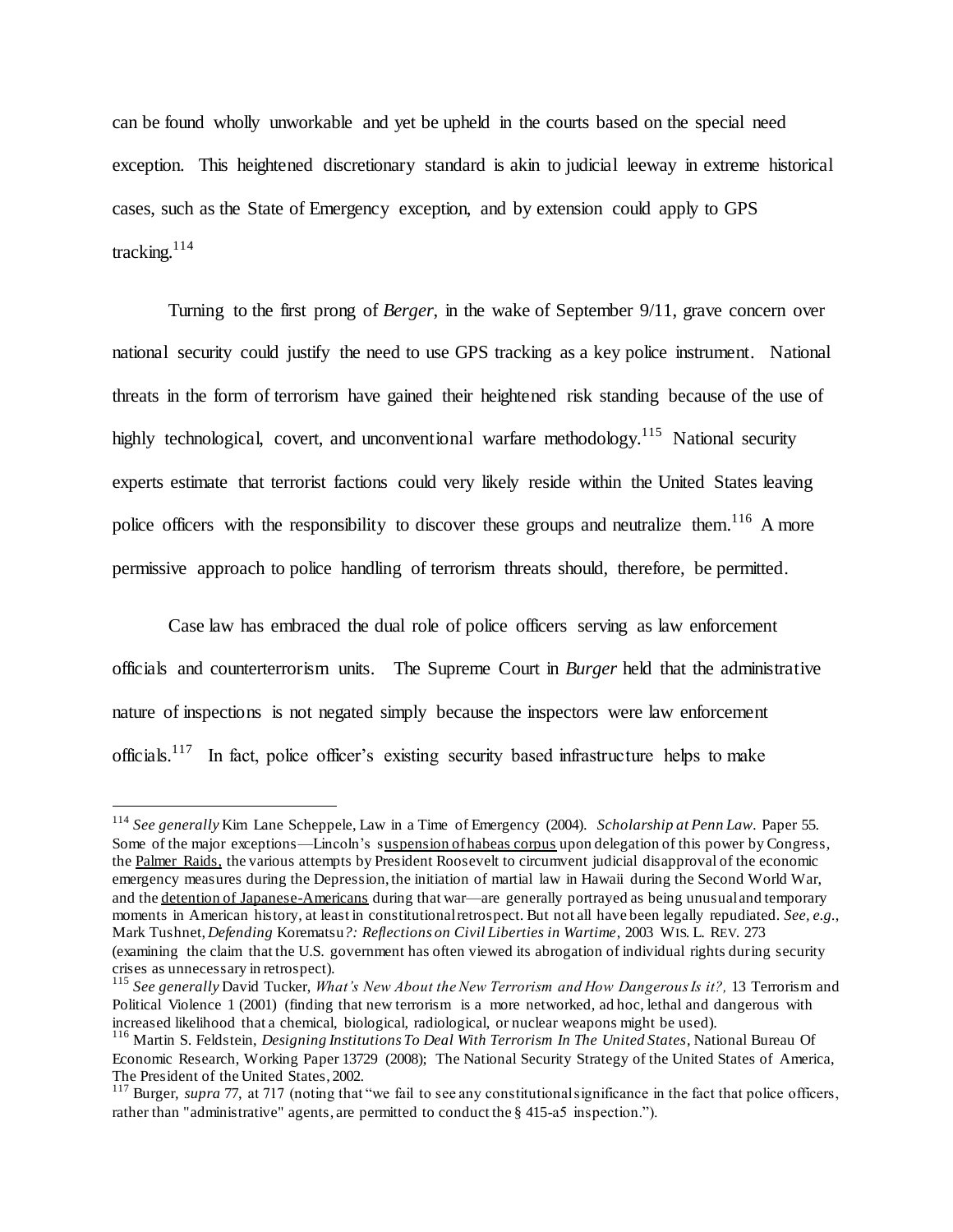can be found wholly unworkable and yet be upheld in the courts based on the special need exception. This heightened discretionary standard is akin to judicial leeway in extreme historical cases, such as the State of Emergency exception, and by extension could apply to GPS tracking.[114]

Turning to the first prong of *Berger*, in the wake of September 9/11, grave concern over national security could justify the need to use GPS tracking as a key police instrument. National threats in the form of terrorism have gained their heightened risk standing because of the use of highly technological, covert, and unconventional warfare methodology.[115] National security experts estimate that terrorist factions could very likely reside within the United States leaving police officers with the responsibility to discover these groups and neutralize them.[116] A more permissive approach to police handling of terrorism threats should, therefore, be permitted.

Case law has embraced the dual role of police officers serving as law enforcement officials and counterterrorism units. The Supreme Court in *Burger* held that the administrative nature of inspections is not negated simply because the inspectors were law enforcement officials.[117] In fact, police officer's existing security based infrastructure helps to make

---

[114] *See generally* Kim Lane Scheppele, Law in a Time of Emergency (2004). *Scholarship at Penn Law.* Paper 55. Some of the major exceptions—Lincoln's suspension of habeas corpus upon delegation of this power by Congress, the Palmer Raids, the various attempts by President Roosevelt to circumvent judicial disapproval of the economic emergency measures during the Depression, the initiation of martial law in Hawaii during the Second World War, and the detention of Japanese-Americans during that war—are generally portrayed as being unusual and temporary moments in American history, at least in constitutional retrospect. But not all have been legally repudiated. *See, e.g.*, Mark Tushnet, *Defending* Korematsu*?: Reflections on Civil Liberties in Wartime*, 2003 WIS. L. REV. 273 (examining the claim that the U.S. government has often viewed its abrogation of individual rights during security crises as unnecessary in retrospect).

[115] *See generally* David Tucker, *What's New About the New Terrorism and How Dangerous Is it?,* 13 Terrorism and Political Violence 1 (2001) (finding that new terrorism is a more networked, ad hoc, lethal and dangerous with increased likelihood that a chemical, biological, radiological, or nuclear weapons might be used).

[116] Martin S. Feldstein, *Designing Institutions To Deal With Terrorism In The United States*, National Bureau Of Economic Research, Working Paper 13729 (2008); The National Security Strategy of the United States of America, The President of the United States, 2002.

[117] Burger, *supra* 77, at 717 (noting that "we fail to see any constitutional significance in the fact that police officers, rather than "administrative" agents, are permitted to conduct the § 415-a5 inspection.").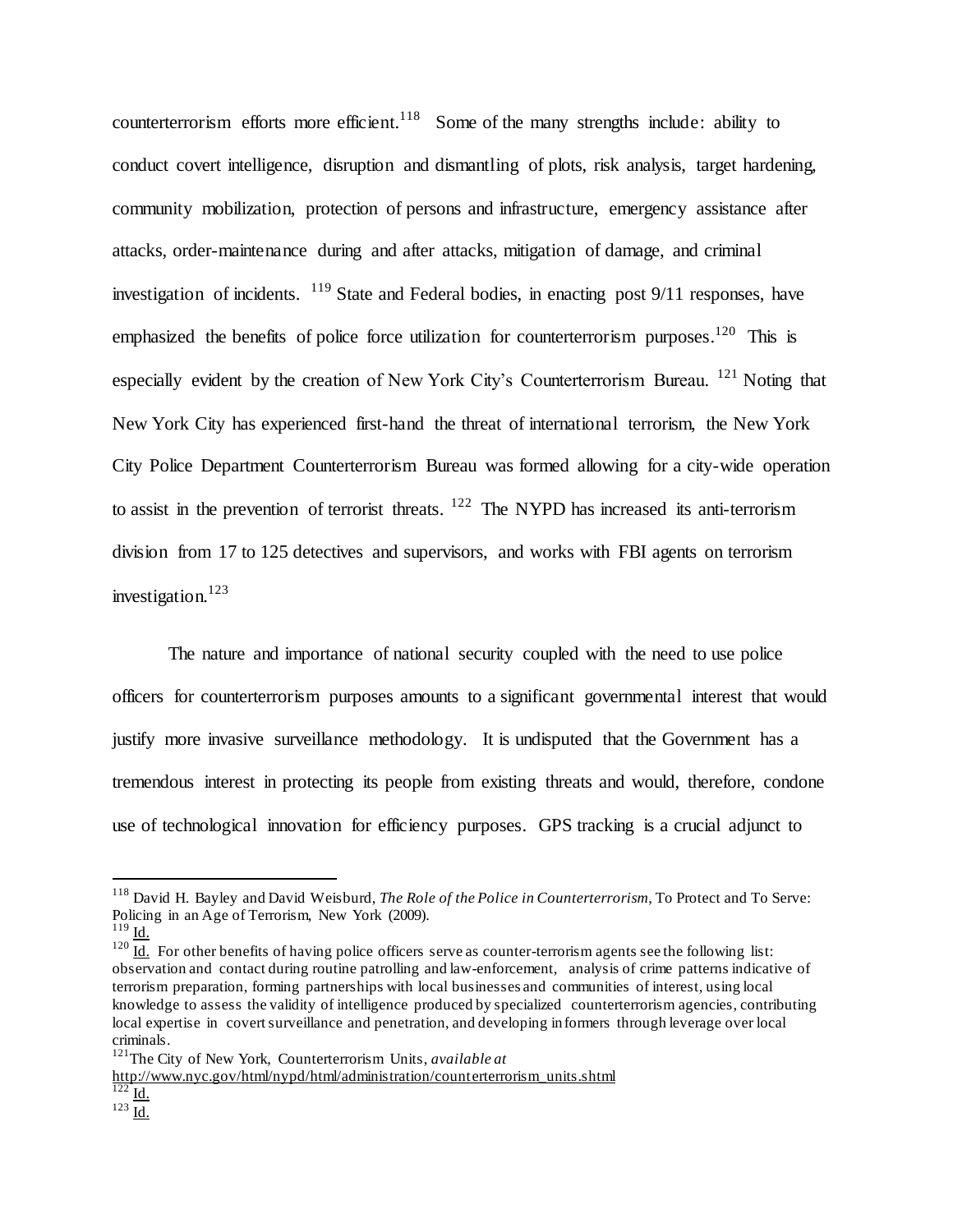counterterrorism efforts more efficient.[118] Some of the many strengths include: ability to conduct covert intelligence, disruption and dismantling of plots, risk analysis, target hardening, community mobilization, protection of persons and infrastructure, emergency assistance after attacks, order-maintenance during and after attacks, mitigation of damage, and criminal investigation of incidents. [119] State and Federal bodies, in enacting post 9/11 responses, have emphasized the benefits of police force utilization for counterterrorism purposes.[120] This is especially evident by the creation of New York City's Counterterrorism Bureau. [121] Noting that New York City has experienced first-hand the threat of international terrorism, the New York City Police Department Counterterrorism Bureau was formed allowing for a city-wide operation to assist in the prevention of terrorist threats. [122] The NYPD has increased its anti-terrorism division from 17 to 125 detectives and supervisors, and works with FBI agents on terrorism investigation.[123]

The nature and importance of national security coupled with the need to use police officers for counterterrorism purposes amounts to a significant governmental interest that would justify more invasive surveillance methodology. It is undisputed that the Government has a tremendous interest in protecting its people from existing threats and would, therefore, condone use of technological innovation for efficiency purposes. GPS tracking is a crucial adjunct to

---

[118] David H. Bayley and David Weisburd, *The Role of the Police in Counterterrorism*, To Protect and To Serve: Policing in an Age of Terrorism, New York (2009).

[119] Id.

[120] Id. For other benefits of having police officers serve as counter-terrorism agents see the following list: observation and contact during routine patrolling and law-enforcement, analysis of crime patterns indicative of terrorism preparation, forming partnerships with local businesses and communities of interest, using local knowledge to assess the validity of intelligence produced by specialized counterterrorism agencies, contributing local expertise in covert surveillance and penetration, and developing informers through leverage over local criminals.

[121] The City of New York, Counterterrorism Units, *available at* http://www.nyc.gov/html/nypd/html/administration/counterterrorism_units.shtml

[122] Id.

[123] Id.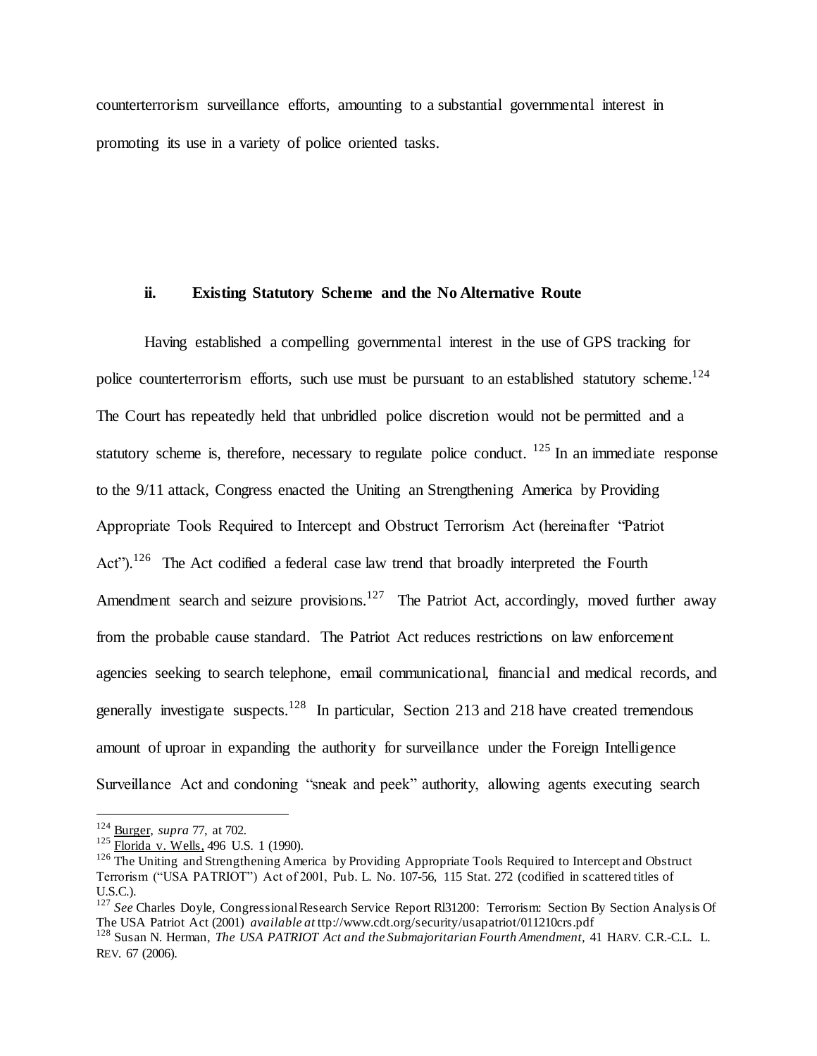counterterrorism surveillance efforts, amounting to a substantial governmental interest in promoting its use in a variety of police oriented tasks.

### ii. Existing Statutory Scheme and the No Alternative Route

Having established a compelling governmental interest in the use of GPS tracking for police counterterrorism efforts, such use must be pursuant to an established statutory scheme.[124] The Court has repeatedly held that unbridled police discretion would not be permitted and a statutory scheme is, therefore, necessary to regulate police conduct. [125] In an immediate response to the 9/11 attack, Congress enacted the Uniting an Strengthening America by Providing Appropriate Tools Required to Intercept and Obstruct Terrorism Act (hereinafter "Patriot Act").[126] The Act codified a federal case law trend that broadly interpreted the Fourth Amendment search and seizure provisions.[127] The Patriot Act, accordingly, moved further away from the probable cause standard. The Patriot Act reduces restrictions on law enforcement agencies seeking to search telephone, email communicational, financial and medical records, and generally investigate suspects.[128] In particular, Section 213 and 218 have created tremendous amount of uproar in expanding the authority for surveillance under the Foreign Intelligence Surveillance Act and condoning "sneak and peek" authority, allowing agents executing search

---

[124] Burger, *supra* 77, at 702.

[125] Florida v. Wells, 496 U.S. 1 (1990).

[126] The Uniting and Strengthening America by Providing Appropriate Tools Required to Intercept and Obstruct Terrorism ("USA PATRIOT") Act of 2001, Pub. L. No. 107-56, 115 Stat. 272 (codified in scattered titles of U.S.C.).

[127] *See* Charles Doyle, Congressional Research Service Report Rl31200: Terrorism: Section By Section Analysis Of The USA Patriot Act (2001) *available at* ttp://www.cdt.org/security/usapatriot/011210crs.pdf

[128] Susan N. Herman, *The USA PATRIOT Act and the Submajoritarian Fourth Amendment*, 41 HARV. C.R.-C.L. L. REV. 67 (2006).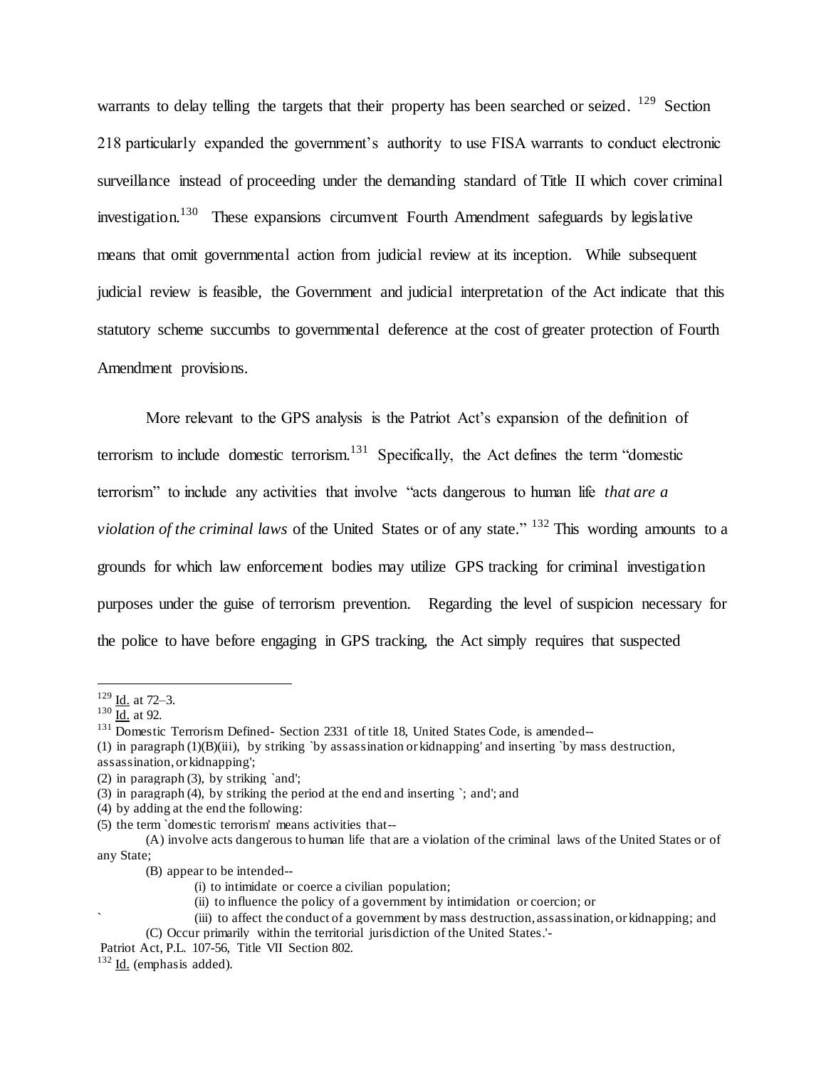warrants to delay telling the targets that their property has been searched or seized.[129] Section 218 particularly expanded the government's authority to use FISA warrants to conduct electronic surveillance instead of proceeding under the demanding standard of Title II which cover criminal investigation.[130] These expansions circumvent Fourth Amendment safeguards by legislative means that omit governmental action from judicial review at its inception. While subsequent judicial review is feasible, the Government and judicial interpretation of the Act indicate that this statutory scheme succumbs to governmental deference at the cost of greater protection of Fourth Amendment provisions.

More relevant to the GPS analysis is the Patriot Act's expansion of the definition of terrorism to include domestic terrorism.[131] Specifically, the Act defines the term "domestic terrorism" to include any activities that involve "acts dangerous to human life *that are a violation of the criminal laws* of the United States or of any state."[132] This wording amounts to a grounds for which law enforcement bodies may utilize GPS tracking for criminal investigation purposes under the guise of terrorism prevention. Regarding the level of suspicion necessary for the police to have before engaging in GPS tracking, the Act simply requires that suspected

---

[129] Id. at 72–3.

[130] Id. at 92.

[131] Domestic Terrorism Defined- Section 2331 of title 18, United States Code, is amended--
(1) in paragraph (1)(B)(iii), by striking `by assassination or kidnapping' and inserting `by mass destruction, assassination, or kidnapping';
(2) in paragraph (3), by striking `and';
(3) in paragraph (4), by striking the period at the end and inserting `; and'; and
(4) by adding at the end the following:
(5) the term `domestic terrorism' means activities that--
(A) involve acts dangerous to human life that are a violation of the criminal laws of the United States or of any State;
(B) appear to be intended--
(i) to intimidate or coerce a civilian population;
(ii) to influence the policy of a government by intimidation or coercion; or
(iii) to affect the conduct of a government by mass destruction, assassination, or kidnapping; and
(C) Occur primarily within the territorial jurisdiction of the United States.'-
Patriot Act, P.L. 107-56, Title VII Section 802.

[132] Id. (emphasis added).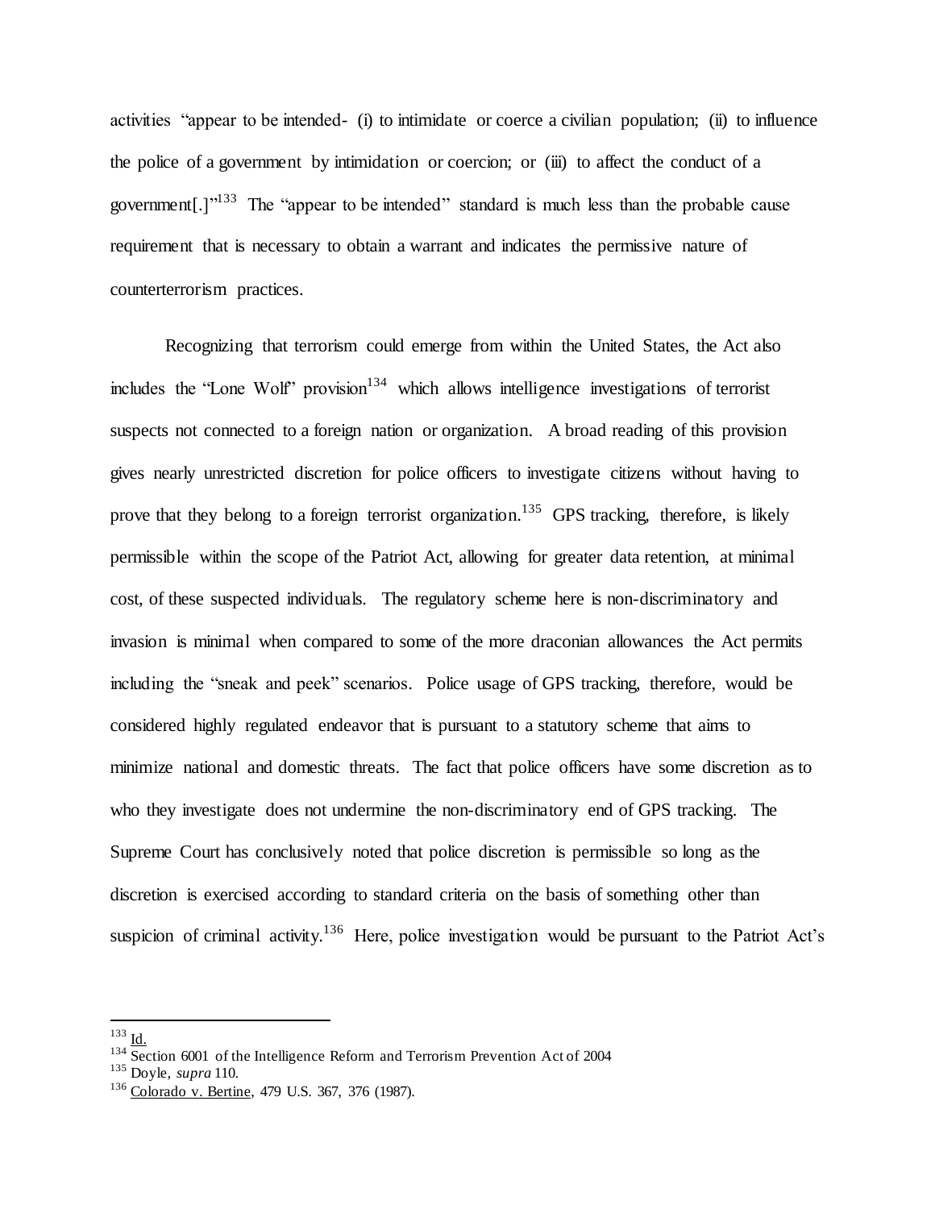activities "appear to be intended- (i) to intimidate or coerce a civilian population; (ii) to influence the police of a government by intimidation or coercion; or (iii) to affect the conduct of a government[.]"[133] The "appear to be intended" standard is much less than the probable cause requirement that is necessary to obtain a warrant and indicates the permissive nature of counterterrorism practices.

Recognizing that terrorism could emerge from within the United States, the Act also includes the "Lone Wolf" provision[134] which allows intelligence investigations of terrorist suspects not connected to a foreign nation or organization. A broad reading of this provision gives nearly unrestricted discretion for police officers to investigate citizens without having to prove that they belong to a foreign terrorist organization.[135] GPS tracking, therefore, is likely permissible within the scope of the Patriot Act, allowing for greater data retention, at minimal cost, of these suspected individuals. The regulatory scheme here is non-discriminatory and invasion is minimal when compared to some of the more draconian allowances the Act permits including the "sneak and peek" scenarios. Police usage of GPS tracking, therefore, would be considered highly regulated endeavor that is pursuant to a statutory scheme that aims to minimize national and domestic threats. The fact that police officers have some discretion as to who they investigate does not undermine the non-discriminatory end of GPS tracking. The Supreme Court has conclusively noted that police discretion is permissible so long as the discretion is exercised according to standard criteria on the basis of something other than suspicion of criminal activity.[136] Here, police investigation would be pursuant to the Patriot Act's

---

[133] Id.

[134] Section 6001 of the Intelligence Reform and Terrorism Prevention Act of 2004

[135] Doyle, *supra* 110.

[136] Colorado v. Bertine, 479 U.S. 367, 376 (1987).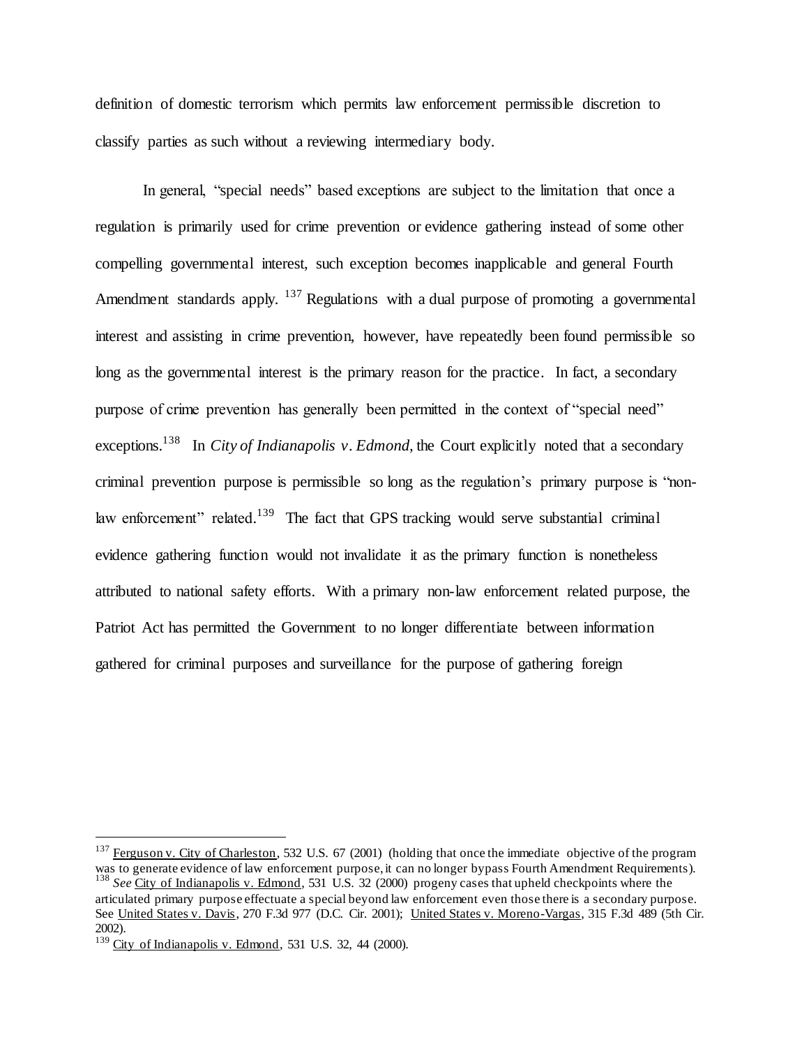definition of domestic terrorism which permits law enforcement permissible discretion to classify parties as such without a reviewing intermediary body.

In general, "special needs" based exceptions are subject to the limitation that once a regulation is primarily used for crime prevention or evidence gathering instead of some other compelling governmental interest, such exception becomes inapplicable and general Fourth Amendment standards apply. [137] Regulations with a dual purpose of promoting a governmental interest and assisting in crime prevention, however, have repeatedly been found permissible so long as the governmental interest is the primary reason for the practice. In fact, a secondary purpose of crime prevention has generally been permitted in the context of "special need" exceptions.[138] In *City of Indianapolis v. Edmond*, the Court explicitly noted that a secondary criminal prevention purpose is permissible so long as the regulation's primary purpose is "non-law enforcement" related.[139] The fact that GPS tracking would serve substantial criminal evidence gathering function would not invalidate it as the primary function is nonetheless attributed to national safety efforts. With a primary non-law enforcement related purpose, the Patriot Act has permitted the Government to no longer differentiate between information gathered for criminal purposes and surveillance for the purpose of gathering foreign

---

[137] Ferguson v. City of Charleston, 532 U.S. 67 (2001) (holding that once the immediate objective of the program was to generate evidence of law enforcement purpose, it can no longer bypass Fourth Amendment Requirements).

[138] *See* City of Indianapolis v. Edmond, 531 U.S. 32 (2000) progeny cases that upheld checkpoints where the articulated primary purpose effectuate a special beyond law enforcement even those there is a secondary purpose. See United States v. Davis, 270 F.3d 977 (D.C. Cir. 2001); United States v. Moreno-Vargas, 315 F.3d 489 (5th Cir. 2002).

[139] City of Indianapolis v. Edmond, 531 U.S. 32, 44 (2000).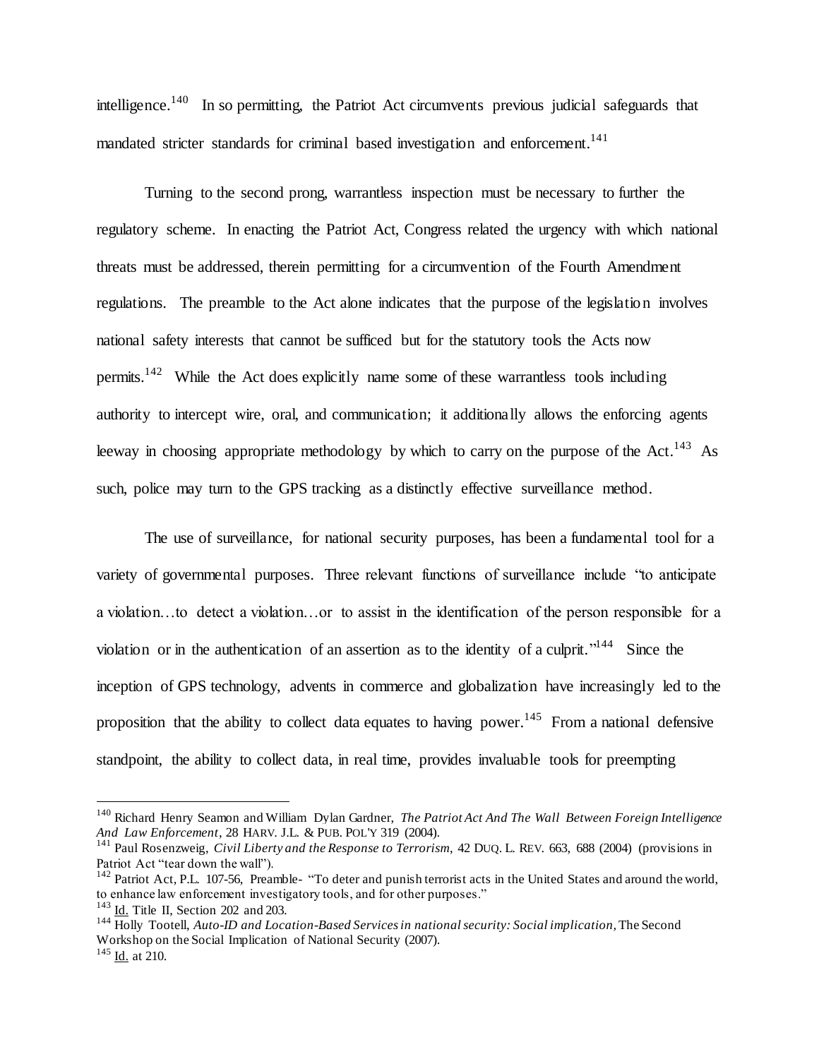intelligence.[140] In so permitting, the Patriot Act circumvents previous judicial safeguards that mandated stricter standards for criminal based investigation and enforcement.[141]

Turning to the second prong, warrantless inspection must be necessary to further the regulatory scheme. In enacting the Patriot Act, Congress related the urgency with which national threats must be addressed, therein permitting for a circumvention of the Fourth Amendment regulations. The preamble to the Act alone indicates that the purpose of the legislation involves national safety interests that cannot be sufficed but for the statutory tools the Acts now permits.[142] While the Act does explicitly name some of these warrantless tools including authority to intercept wire, oral, and communication; it additionally allows the enforcing agents leeway in choosing appropriate methodology by which to carry on the purpose of the Act.[143] As such, police may turn to the GPS tracking as a distinctly effective surveillance method.

The use of surveillance, for national security purposes, has been a fundamental tool for a variety of governmental purposes. Three relevant functions of surveillance include "to anticipate a violation…to detect a violation…or to assist in the identification of the person responsible for a violation or in the authentication of an assertion as to the identity of a culprit."[144] Since the inception of GPS technology, advents in commerce and globalization have increasingly led to the proposition that the ability to collect data equates to having power.[145] From a national defensive standpoint, the ability to collect data, in real time, provides invaluable tools for preempting

---

[140] Richard Henry Seamon and William Dylan Gardner, *The Patriot Act And The Wall Between Foreign Intelligence And Law Enforcement*, 28 HARV. J.L. & PUB. POL'Y 319 (2004).

[141] Paul Rosenzweig, *Civil Liberty and the Response to Terrorism*, 42 DUQ. L. REV. 663, 688 (2004) (provisions in Patriot Act "tear down the wall").

[142] Patriot Act, P.L. 107-56, Preamble- "To deter and punish terrorist acts in the United States and around the world, to enhance law enforcement investigatory tools, and for other purposes."

[143] Id. Title II, Section 202 and 203.

[144] Holly Tootell, *Auto-ID and Location-Based Services in national security: Social implication*, The Second Workshop on the Social Implication of National Security (2007).

[145] Id. at 210.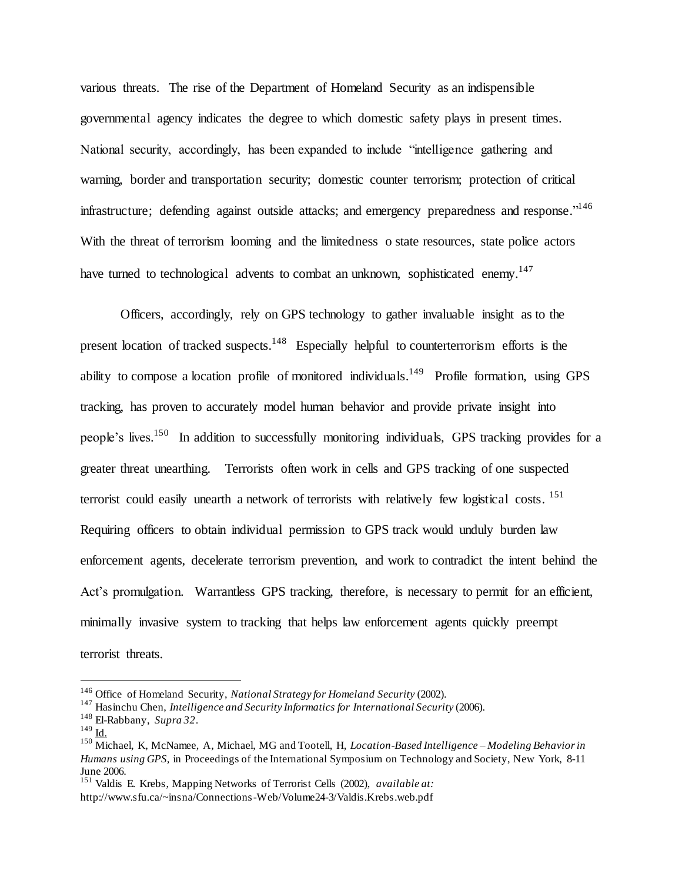various threats. The rise of the Department of Homeland Security as an indispensible governmental agency indicates the degree to which domestic safety plays in present times. National security, accordingly, has been expanded to include "intelligence gathering and warning, border and transportation security; domestic counter terrorism; protection of critical infrastructure; defending against outside attacks; and emergency preparedness and response."[146] With the threat of terrorism looming and the limitedness o state resources, state police actors have turned to technological advents to combat an unknown, sophisticated enemy.[147]

Officers, accordingly, rely on GPS technology to gather invaluable insight as to the present location of tracked suspects.[148] Especially helpful to counterterrorism efforts is the ability to compose a location profile of monitored individuals.[149] Profile formation, using GPS tracking, has proven to accurately model human behavior and provide private insight into people's lives.[150] In addition to successfully monitoring individuals, GPS tracking provides for a greater threat unearthing. Terrorists often work in cells and GPS tracking of one suspected terrorist could easily unearth a network of terrorists with relatively few logistical costs.[151] Requiring officers to obtain individual permission to GPS track would unduly burden law enforcement agents, decelerate terrorism prevention, and work to contradict the intent behind the Act's promulgation. Warrantless GPS tracking, therefore, is necessary to permit for an efficient, minimally invasive system to tracking that helps law enforcement agents quickly preempt terrorist threats.

---

[146] Office of Homeland Security, *National Strategy for Homeland Security* (2002).

[147] Hasinchu Chen, *Intelligence and Security Informatics for International Security* (2006).

[148] El-Rabbany, *Supra 32*.

[149] Id.

[150] Michael, K, McNamee, A, Michael, MG and Tootell, H, *Location-Based Intelligence – Modeling Behavior in Humans using GPS*, in Proceedings of the International Symposium on Technology and Society, New York, 8-11 June 2006.

[151] Valdis E. Krebs, Mapping Networks of Terrorist Cells (2002), *available at:* http://www.sfu.ca/~insna/Connections-Web/Volume24-3/Valdis.Krebs.web.pdf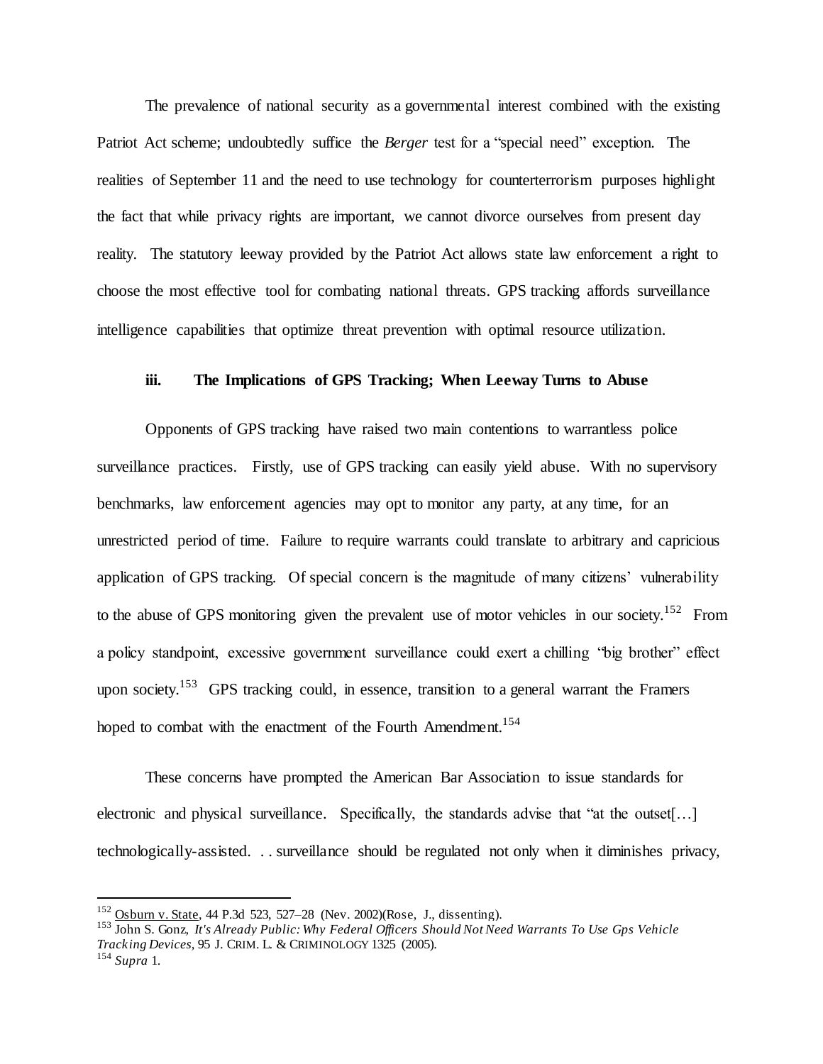The prevalence of national security as a governmental interest combined with the existing Patriot Act scheme; undoubtedly suffice the *Berger* test for a "special need" exception. The realities of September 11 and the need to use technology for counterterrorism purposes highlight the fact that while privacy rights are important, we cannot divorce ourselves from present day reality. The statutory leeway provided by the Patriot Act allows state law enforcement a right to choose the most effective tool for combating national threats. GPS tracking affords surveillance intelligence capabilities that optimize threat prevention with optimal resource utilization.

### iii. The Implications of GPS Tracking; When Leeway Turns to Abuse

Opponents of GPS tracking have raised two main contentions to warrantless police surveillance practices. Firstly, use of GPS tracking can easily yield abuse. With no supervisory benchmarks, law enforcement agencies may opt to monitor any party, at any time, for an unrestricted period of time. Failure to require warrants could translate to arbitrary and capricious application of GPS tracking. Of special concern is the magnitude of many citizens' vulnerability to the abuse of GPS monitoring given the prevalent use of motor vehicles in our society.[152] From a policy standpoint, excessive government surveillance could exert a chilling "big brother" effect upon society.[153] GPS tracking could, in essence, transition to a general warrant the Framers hoped to combat with the enactment of the Fourth Amendment.[154]

These concerns have prompted the American Bar Association to issue standards for electronic and physical surveillance. Specifically, the standards advise that "at the outset[…] technologically-assisted. . . surveillance should be regulated not only when it diminishes privacy,

---

[152] Osburn v. State, 44 P.3d 523, 527–28 (Nev. 2002)(Rose, J., dissenting).

[153] John S. Gonz, *It's Already Public: Why Federal Officers Should Not Need Warrants To Use Gps Vehicle Tracking Devices*, 95 J. CRIM. L. & CRIMINOLOGY 1325 (2005).

[154] *Supra* 1.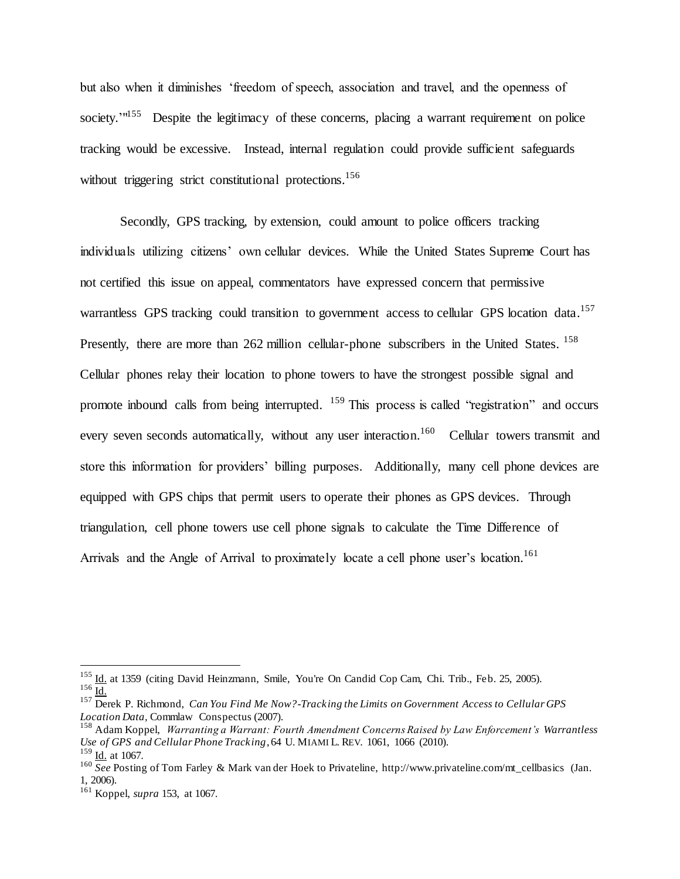but also when it diminishes 'freedom of speech, association and travel, and the openness of society.'"[155] Despite the legitimacy of these concerns, placing a warrant requirement on police tracking would be excessive. Instead, internal regulation could provide sufficient safeguards without triggering strict constitutional protections.[156]

Secondly, GPS tracking, by extension, could amount to police officers tracking individuals utilizing citizens' own cellular devices. While the United States Supreme Court has not certified this issue on appeal, commentators have expressed concern that permissive warrantless GPS tracking could transition to government access to cellular GPS location data.[157] Presently, there are more than 262 million cellular-phone subscribers in the United States. [158] Cellular phones relay their location to phone towers to have the strongest possible signal and promote inbound calls from being interrupted. [159] This process is called "registration" and occurs every seven seconds automatically, without any user interaction.[160] Cellular towers transmit and store this information for providers' billing purposes. Additionally, many cell phone devices are equipped with GPS chips that permit users to operate their phones as GPS devices. Through triangulation, cell phone towers use cell phone signals to calculate the Time Difference of Arrivals and the Angle of Arrival to proximately locate a cell phone user's location.[161]

---

[155] Id. at 1359 (citing David Heinzmann, Smile, You're On Candid Cop Cam, Chi. Trib., Feb. 25, 2005).

[156] Id.

[157] Derek P. Richmond, *Can You Find Me Now?-Tracking the Limits on Government Access to Cellular GPS Location Data*, Commlaw Conspectus (2007).

[158] Adam Koppel, *Warranting a Warrant: Fourth Amendment Concerns Raised by Law Enforcement's Warrantless Use of GPS and Cellular Phone Tracking*, 64 U. MIAMI L. REV. 1061, 1066 (2010).

[159] Id. at 1067.

[160] *See* Posting of Tom Farley & Mark van der Hoek to Privateline, http://www.privateline.com/mt_cellbasics (Jan. 1, 2006).

[161] Koppel, *supra* 153, at 1067.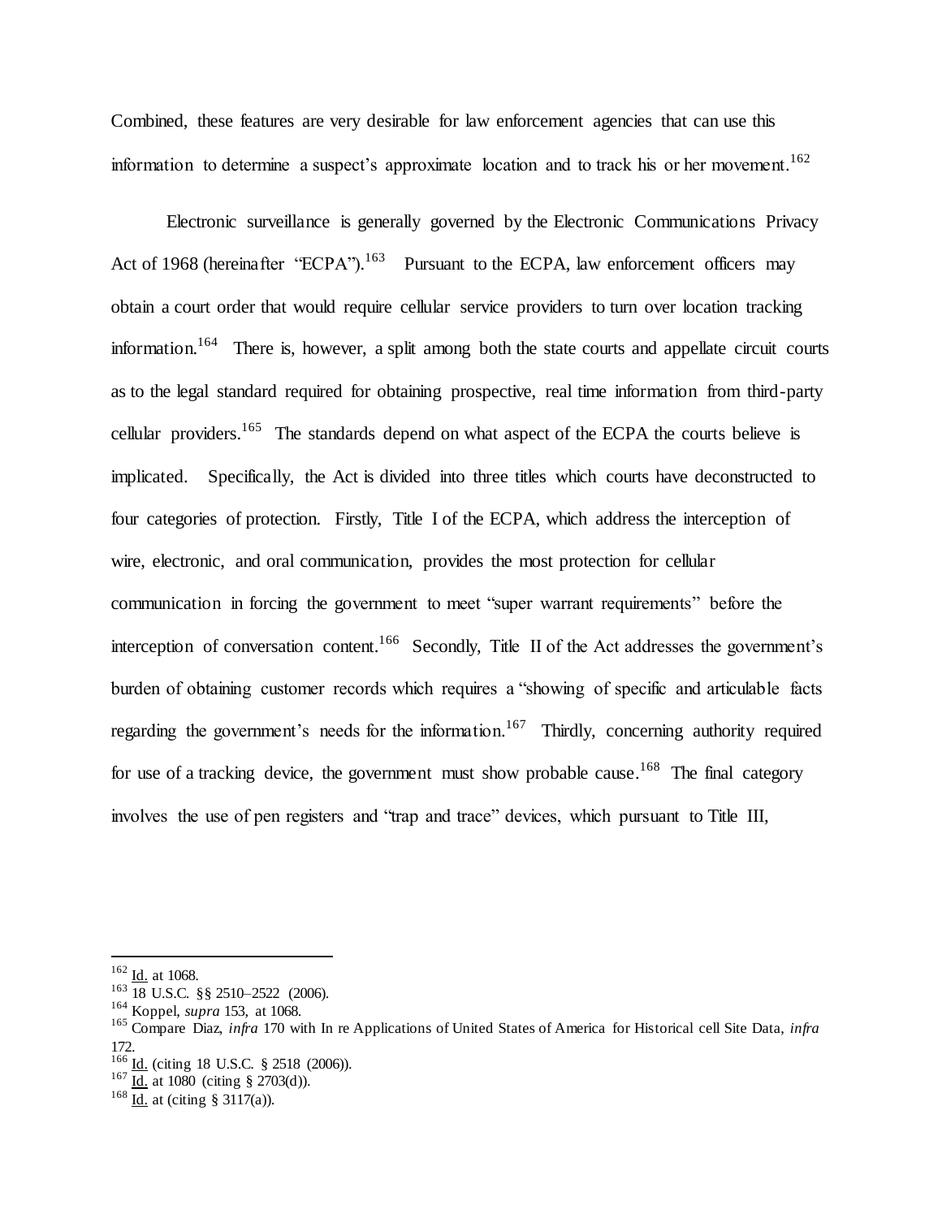Combined, these features are very desirable for law enforcement agencies that can use this information to determine a suspect's approximate location and to track his or her movement.[162]

Electronic surveillance is generally governed by the Electronic Communications Privacy Act of 1968 (hereinafter "ECPA").[163] Pursuant to the ECPA, law enforcement officers may obtain a court order that would require cellular service providers to turn over location tracking information.[164] There is, however, a split among both the state courts and appellate circuit courts as to the legal standard required for obtaining prospective, real time information from third-party cellular providers.[165] The standards depend on what aspect of the ECPA the courts believe is implicated. Specifically, the Act is divided into three titles which courts have deconstructed to four categories of protection. Firstly, Title I of the ECPA, which address the interception of wire, electronic, and oral communication, provides the most protection for cellular communication in forcing the government to meet "super warrant requirements" before the interception of conversation content.[166] Secondly, Title II of the Act addresses the government's burden of obtaining customer records which requires a "showing of specific and articulable facts regarding the government's needs for the information.[167] Thirdly, concerning authority required for use of a tracking device, the government must show probable cause.[168] The final category involves the use of pen registers and "trap and trace" devices, which pursuant to Title III,

---

[162] Id. at 1068.
[163] 18 U.S.C. §§ 2510–2522 (2006).
[164] Koppel, *supra* 153, at 1068.
[165] Compare Diaz, *infra* 170 with In re Applications of United States of America for Historical cell Site Data, *infra* 172.
[166] Id. (citing 18 U.S.C. § 2518 (2006)).
[167] Id. at 1080 (citing § 2703(d)).
[168] Id. at (citing § 3117(a)).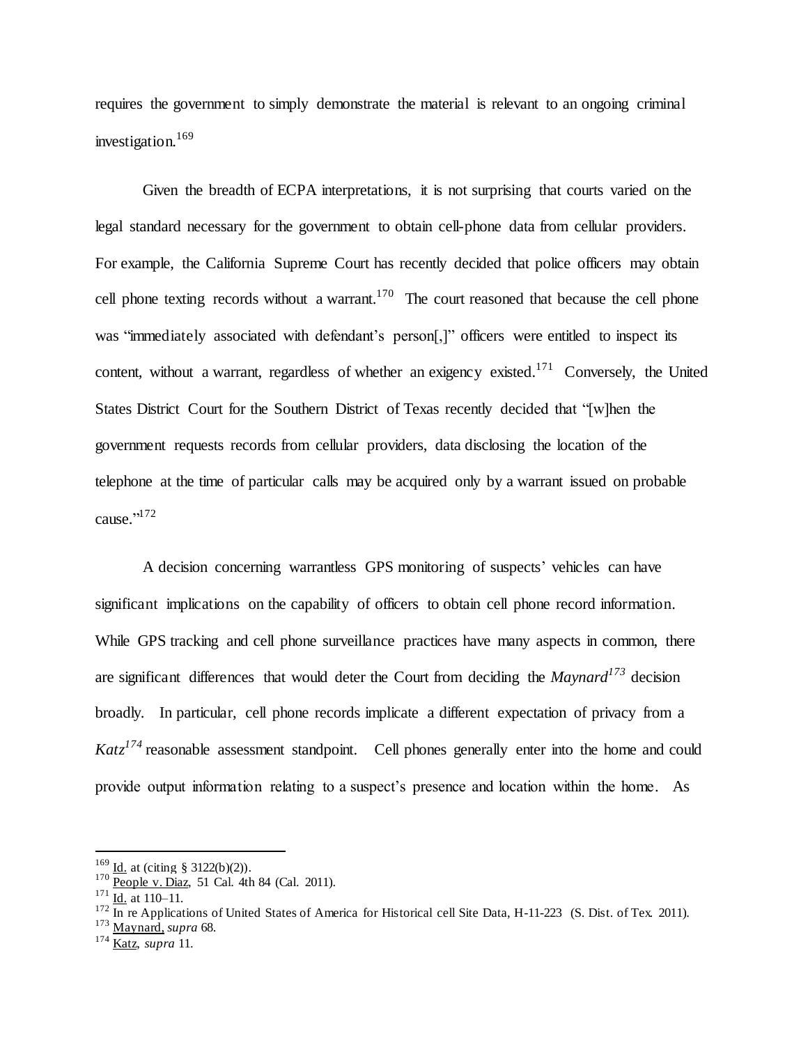requires the government to simply demonstrate the material is relevant to an ongoing criminal investigation.[169]

Given the breadth of ECPA interpretations, it is not surprising that courts varied on the legal standard necessary for the government to obtain cell-phone data from cellular providers. For example, the California Supreme Court has recently decided that police officers may obtain cell phone texting records without a warrant.[170] The court reasoned that because the cell phone was "immediately associated with defendant's person[,]" officers were entitled to inspect its content, without a warrant, regardless of whether an exigency existed.[171] Conversely, the United States District Court for the Southern District of Texas recently decided that "[w]hen the government requests records from cellular providers, data disclosing the location of the telephone at the time of particular calls may be acquired only by a warrant issued on probable cause."[172]

A decision concerning warrantless GPS monitoring of suspects' vehicles can have significant implications on the capability of officers to obtain cell phone record information. While GPS tracking and cell phone surveillance practices have many aspects in common, there are significant differences that would deter the Court from deciding the ***Maynard***[173] decision broadly. In particular, cell phone records implicate a different expectation of privacy from a ***Katz***[174] reasonable assessment standpoint. Cell phones generally enter into the home and could provide output information relating to a suspect's presence and location within the home. As

---

[169] Id. at (citing § 3122(b)(2)).
[170] People v. Diaz, 51 Cal. 4th 84 (Cal. 2011).
[171] Id. at 110–11.
[172] In re Applications of United States of America for Historical cell Site Data, H-11-223 (S. Dist. of Tex. 2011).
[173] Maynard, *supra* 68.
[174] Katz, *supra* 11.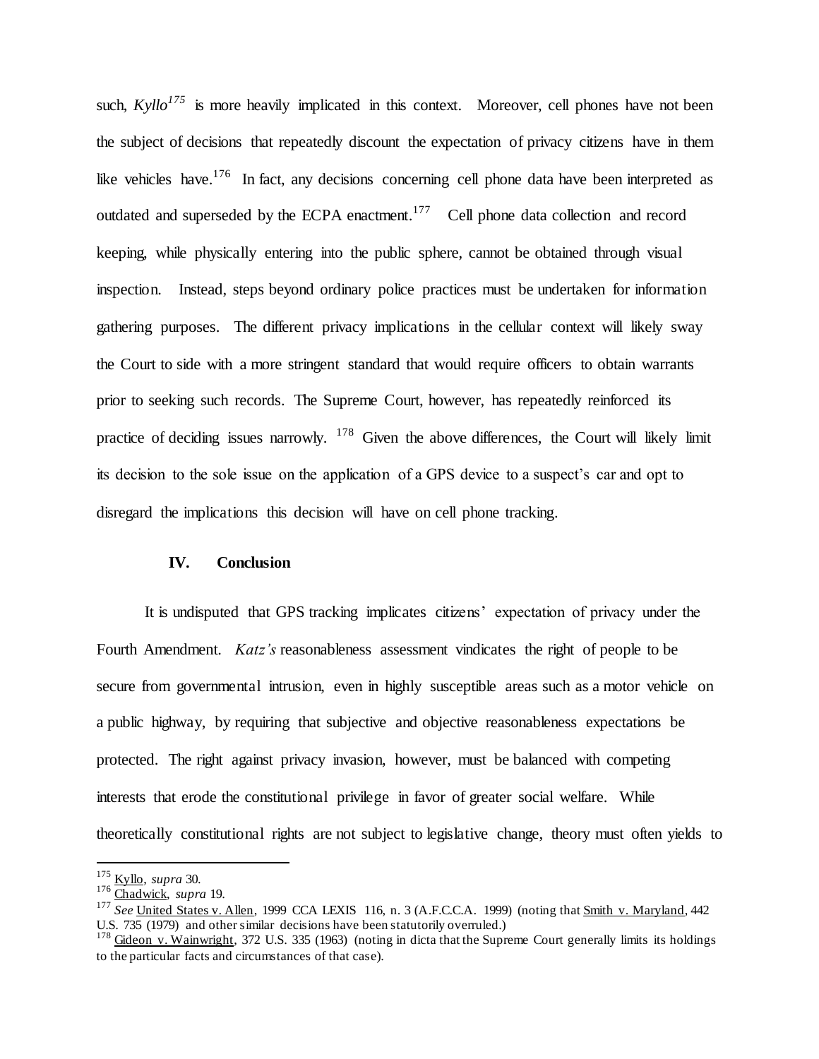such, *Kyllo*[175] is more heavily implicated in this context. Moreover, cell phones have not been the subject of decisions that repeatedly discount the expectation of privacy citizens have in them like vehicles have.[176] In fact, any decisions concerning cell phone data have been interpreted as outdated and superseded by the ECPA enactment.[177] Cell phone data collection and record keeping, while physically entering into the public sphere, cannot be obtained through visual inspection. Instead, steps beyond ordinary police practices must be undertaken for information gathering purposes. The different privacy implications in the cellular context will likely sway the Court to side with a more stringent standard that would require officers to obtain warrants prior to seeking such records. The Supreme Court, however, has repeatedly reinforced its practice of deciding issues narrowly.[178] Given the above differences, the Court will likely limit its decision to the sole issue on the application of a GPS device to a suspect's car and opt to disregard the implications this decision will have on cell phone tracking.

## IV. Conclusion

It is undisputed that GPS tracking implicates citizens' expectation of privacy under the Fourth Amendment. *Katz's* reasonableness assessment vindicates the right of people to be secure from governmental intrusion, even in highly susceptible areas such as a motor vehicle on a public highway, by requiring that subjective and objective reasonableness expectations be protected. The right against privacy invasion, however, must be balanced with competing interests that erode the constitutional privilege in favor of greater social welfare. While theoretically constitutional rights are not subject to legislative change, theory must often yields to

---

[175] Kyllo, *supra* 30.

[176] Chadwick, *supra* 19.

[177] *See* United States v. Allen, 1999 CCA LEXIS 116, n. 3 (A.F.C.C.A. 1999) (noting that Smith v. Maryland, 442 U.S. 735 (1979) and other similar decisions have been statutorily overruled.)

[178] Gideon v. Wainwright, 372 U.S. 335 (1963) (noting in dicta that the Supreme Court generally limits its holdings to the particular facts and circumstances of that case).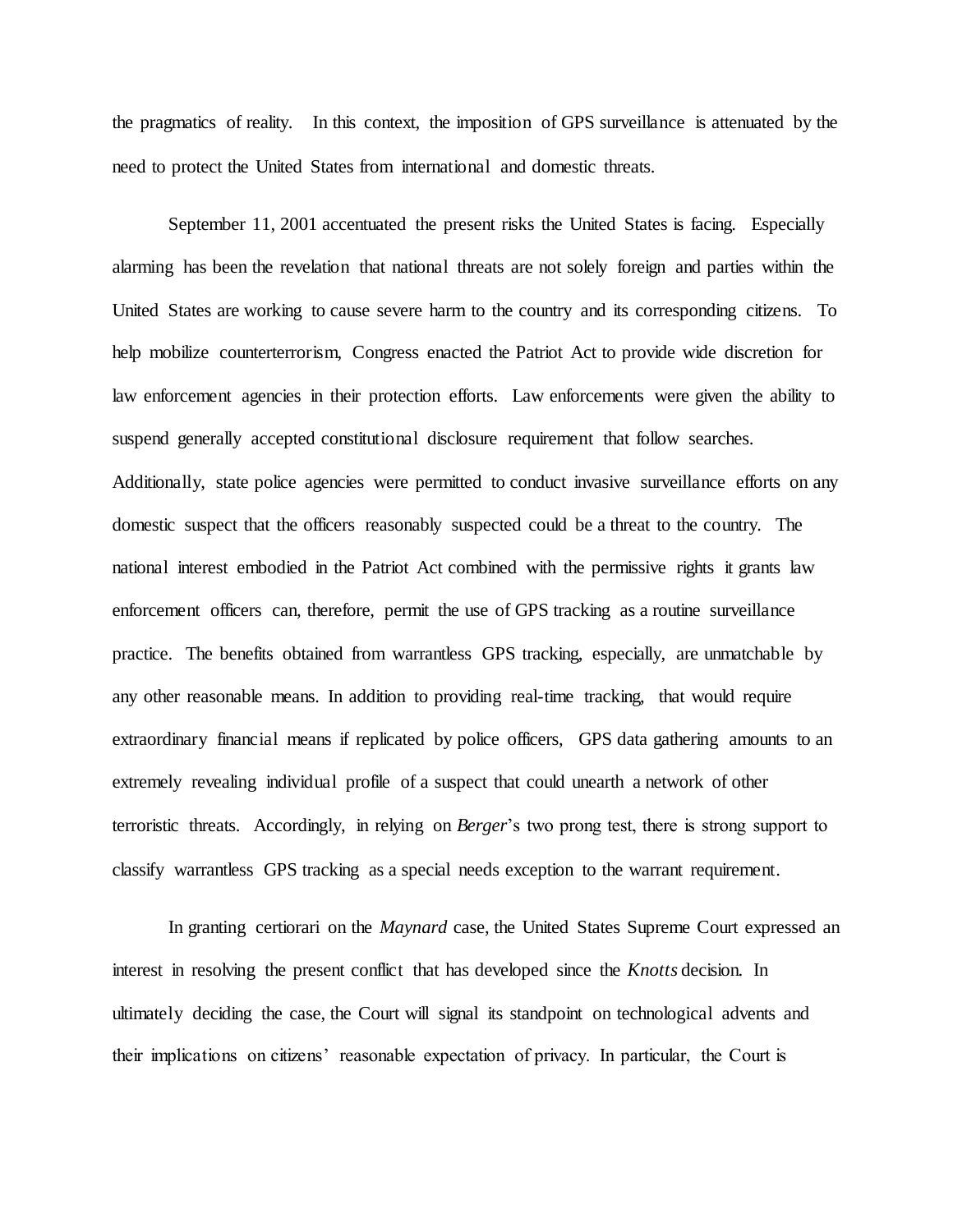the pragmatics of reality. In this context, the imposition of GPS surveillance is attenuated by the need to protect the United States from international and domestic threats.

September 11, 2001 accentuated the present risks the United States is facing. Especially alarming has been the revelation that national threats are not solely foreign and parties within the United States are working to cause severe harm to the country and its corresponding citizens. To help mobilize counterterrorism, Congress enacted the Patriot Act to provide wide discretion for law enforcement agencies in their protection efforts. Law enforcements were given the ability to suspend generally accepted constitutional disclosure requirement that follow searches. Additionally, state police agencies were permitted to conduct invasive surveillance efforts on any domestic suspect that the officers reasonably suspected could be a threat to the country. The national interest embodied in the Patriot Act combined with the permissive rights it grants law enforcement officers can, therefore, permit the use of GPS tracking as a routine surveillance practice. The benefits obtained from warrantless GPS tracking, especially, are unmatchable by any other reasonable means. In addition to providing real-time tracking, that would require extraordinary financial means if replicated by police officers, GPS data gathering amounts to an extremely revealing individual profile of a suspect that could unearth a network of other terroristic threats. Accordingly, in relying on *Berger*'s two prong test, there is strong support to classify warrantless GPS tracking as a special needs exception to the warrant requirement.

In granting certiorari on the *Maynard* case, the United States Supreme Court expressed an interest in resolving the present conflict that has developed since the *Knotts* decision. In ultimately deciding the case, the Court will signal its standpoint on technological advents and their implications on citizens' reasonable expectation of privacy. In particular, the Court is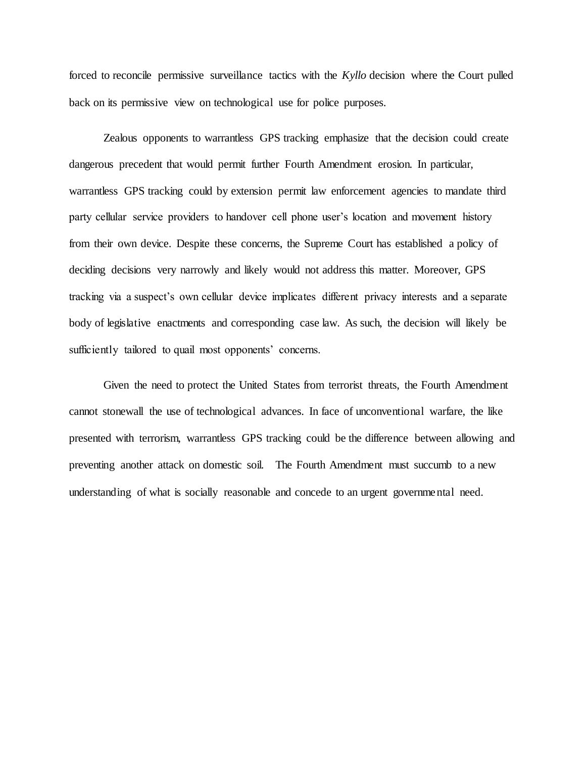forced to reconcile permissive surveillance tactics with the *Kyllo* decision where the Court pulled back on its permissive view on technological use for police purposes.

Zealous opponents to warrantless GPS tracking emphasize that the decision could create dangerous precedent that would permit further Fourth Amendment erosion. In particular, warrantless GPS tracking could by extension permit law enforcement agencies to mandate third party cellular service providers to handover cell phone user's location and movement history from their own device. Despite these concerns, the Supreme Court has established a policy of deciding decisions very narrowly and likely would not address this matter. Moreover, GPS tracking via a suspect's own cellular device implicates different privacy interests and a separate body of legislative enactments and corresponding case law. As such, the decision will likely be sufficiently tailored to quail most opponents' concerns.

Given the need to protect the United States from terrorist threats, the Fourth Amendment cannot stonewall the use of technological advances. In face of unconventional warfare, the like presented with terrorism, warrantless GPS tracking could be the difference between allowing and preventing another attack on domestic soil. The Fourth Amendment must succumb to a new understanding of what is socially reasonable and concede to an urgent governmental need.